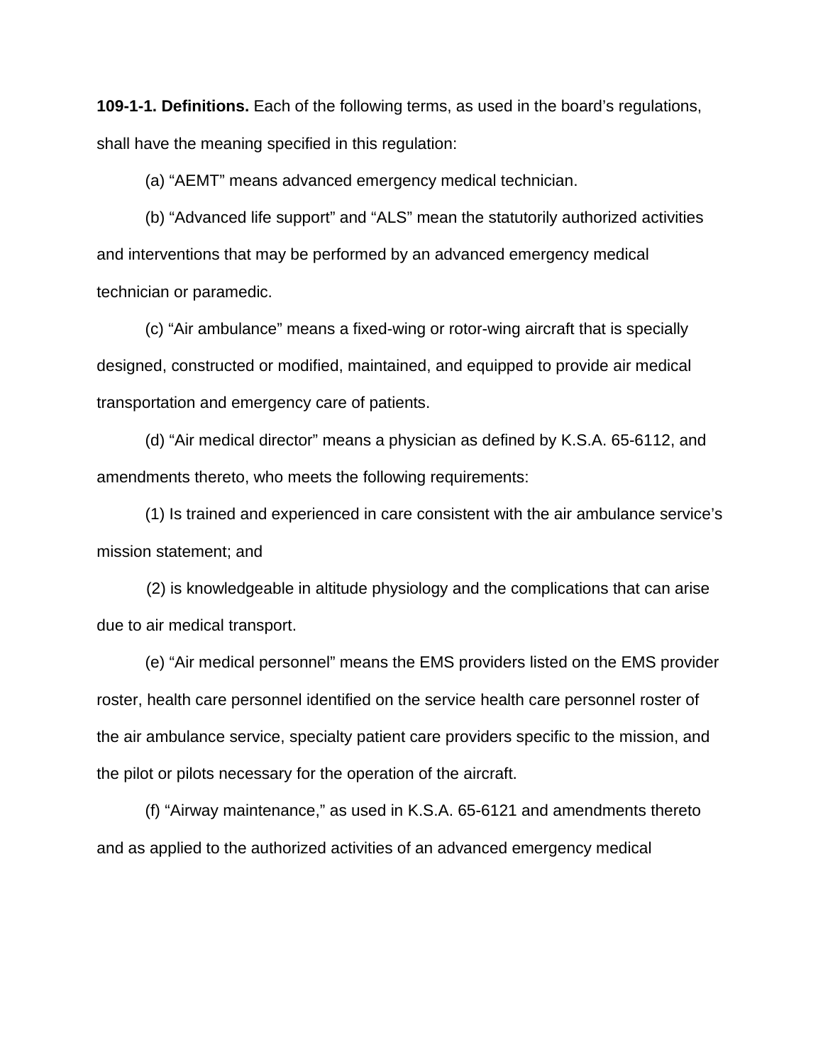**109-1-1. Definitions.** Each of the following terms, as used in the board's regulations, shall have the meaning specified in this regulation:

(a) "AEMT" means advanced emergency medical technician.

(b) "Advanced life support" and "ALS" mean the statutorily authorized activities and interventions that may be performed by an advanced emergency medical technician or paramedic.

(c) "Air ambulance" means a fixed-wing or rotor-wing aircraft that is specially designed, constructed or modified, maintained, and equipped to provide air medical transportation and emergency care of patients.

(d) "Air medical director" means a physician as defined by K.S.A. 65-6112, and amendments thereto, who meets the following requirements:

(1) Is trained and experienced in care consistent with the air ambulance service's mission statement; and

(2) is knowledgeable in altitude physiology and the complications that can arise due to air medical transport.

(e) "Air medical personnel" means the EMS providers listed on the EMS provider roster, health care personnel identified on the service health care personnel roster of the air ambulance service, specialty patient care providers specific to the mission, and the pilot or pilots necessary for the operation of the aircraft.

(f) "Airway maintenance," as used in K.S.A. 65-6121 and amendments thereto and as applied to the authorized activities of an advanced emergency medical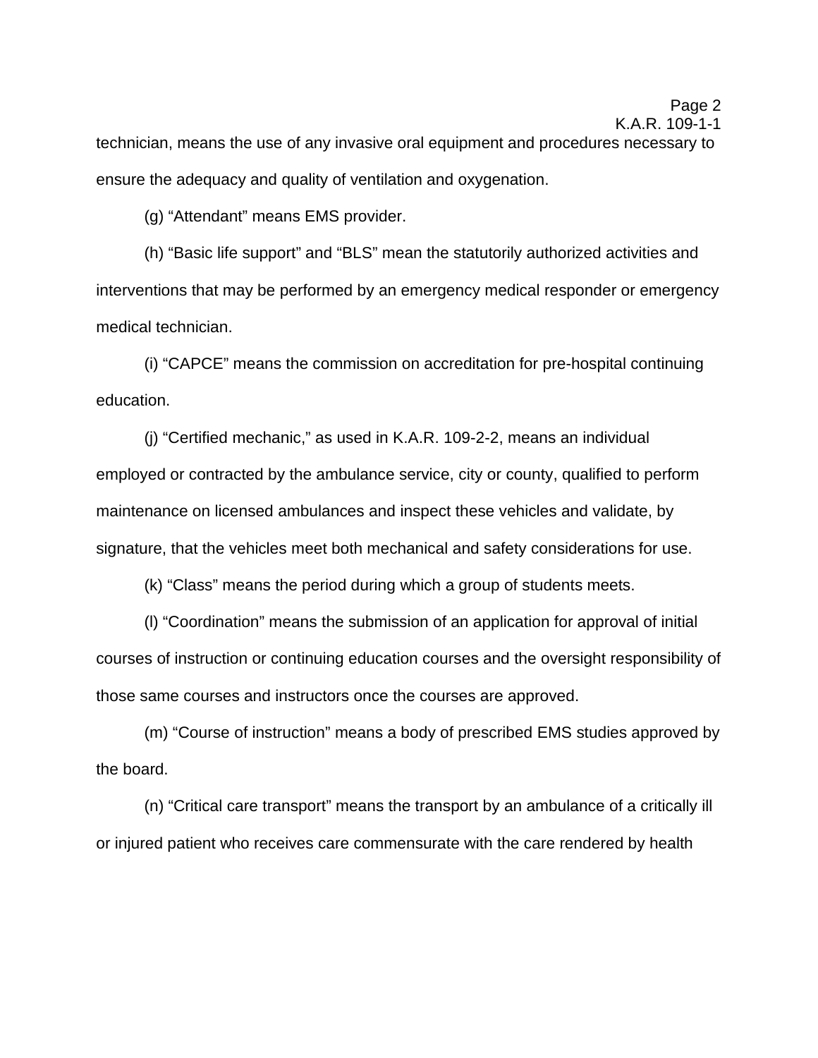technician, means the use of any invasive oral equipment and procedures necessary to ensure the adequacy and quality of ventilation and oxygenation.

(g) “Attendant” means EMS provider.

(h) “Basic life support” and “BLS” mean the statutorily authorized activities and interventions that may be performed by an emergency medical responder or emergency medical technician.

(i) “CAPCE” means the commission on accreditation for pre-hospital continuing education.

(j) “Certified mechanic,” as used in K.A.R. 109-2-2, means an individual employed or contracted by the ambulance service, city or county, qualified to perform maintenance on licensed ambulances and inspect these vehicles and validate, by signature, that the vehicles meet both mechanical and safety considerations for use.

(k) “Class” means the period during which a group of students meets.

(l) “Coordination” means the submission of an application for approval of initial courses of instruction or continuing education courses and the oversight responsibility of those same courses and instructors once the courses are approved.

(m) “Course of instruction” means a body of prescribed EMS studies approved by the board.

(n) “Critical care transport” means the transport by an ambulance of a critically ill or injured patient who receives care commensurate with the care rendered by health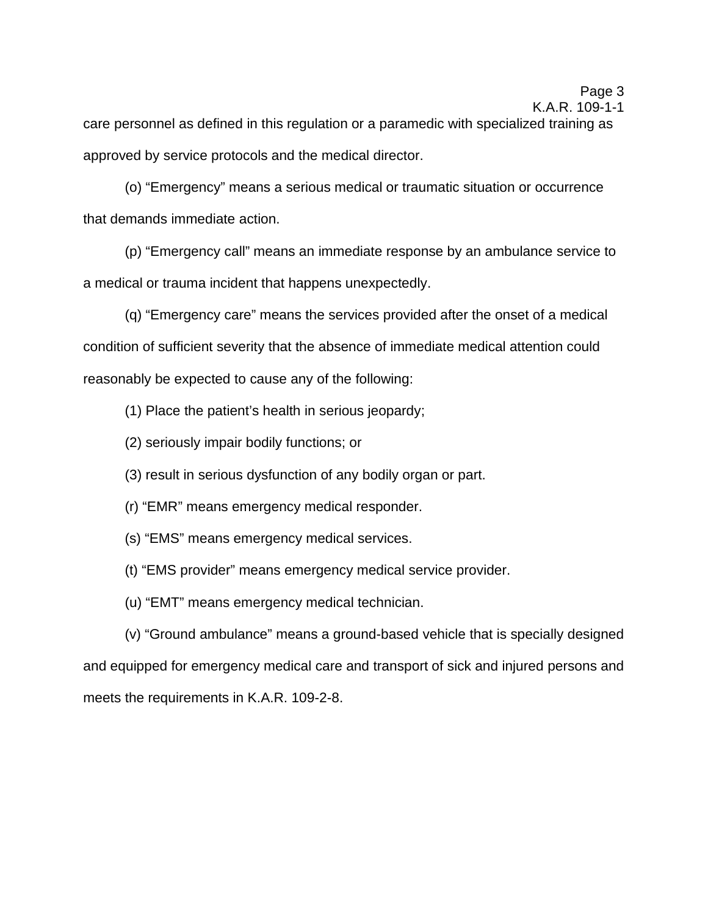care personnel as defined in this regulation or a paramedic with specialized training as approved by service protocols and the medical director.

(o) “Emergency” means a serious medical or traumatic situation or occurrence that demands immediate action.

(p) “Emergency call” means an immediate response by an ambulance service to a medical or trauma incident that happens unexpectedly.

(q) “Emergency care” means the services provided after the onset of a medical condition of sufficient severity that the absence of immediate medical attention could reasonably be expected to cause any of the following:

(1) Place the patient’s health in serious jeopardy;

(2) seriously impair bodily functions; or

(3) result in serious dysfunction of any bodily organ or part.

(r) “EMR” means emergency medical responder.

(s) “EMS” means emergency medical services.

(t) “EMS provider” means emergency medical service provider.

(u) “EMT” means emergency medical technician.

(v) “Ground ambulance” means a ground-based vehicle that is specially designed and equipped for emergency medical care and transport of sick and injured persons and meets the requirements in K.A.R. 109-2-8.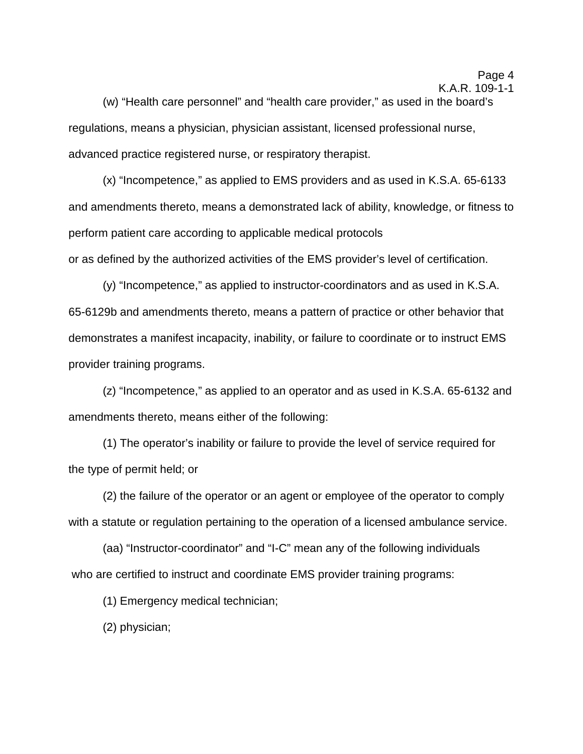(w) "Health care personnel" and "health care provider," as used in the board's regulations, means a physician, physician assistant, licensed professional nurse, advanced practice registered nurse, or respiratory therapist.

(x) "Incompetence," as applied to EMS providers and as used in K.S.A. 65-6133 and amendments thereto, means a demonstrated lack of ability, knowledge, or fitness to perform patient care according to applicable medical protocols or as defined by the authorized activities of the EMS provider's level of certification.

(y) "Incompetence," as applied to instructor-coordinators and as used in K.S.A. 65-6129b and amendments thereto, means a pattern of practice or other behavior that demonstrates a manifest incapacity, inability, or failure to coordinate or to instruct EMS provider training programs.

(z) "Incompetence," as applied to an operator and as used in K.S.A. 65-6132 and amendments thereto, means either of the following:

(1) The operator's inability or failure to provide the level of service required for the type of permit held; or

(2) the failure of the operator or an agent or employee of the operator to comply with a statute or regulation pertaining to the operation of a licensed ambulance service.

(aa) "Instructor-coordinator" and "I-C" mean any of the following individuals who are certified to instruct and coordinate EMS provider training programs:

(1) Emergency medical technician;

(2) physician;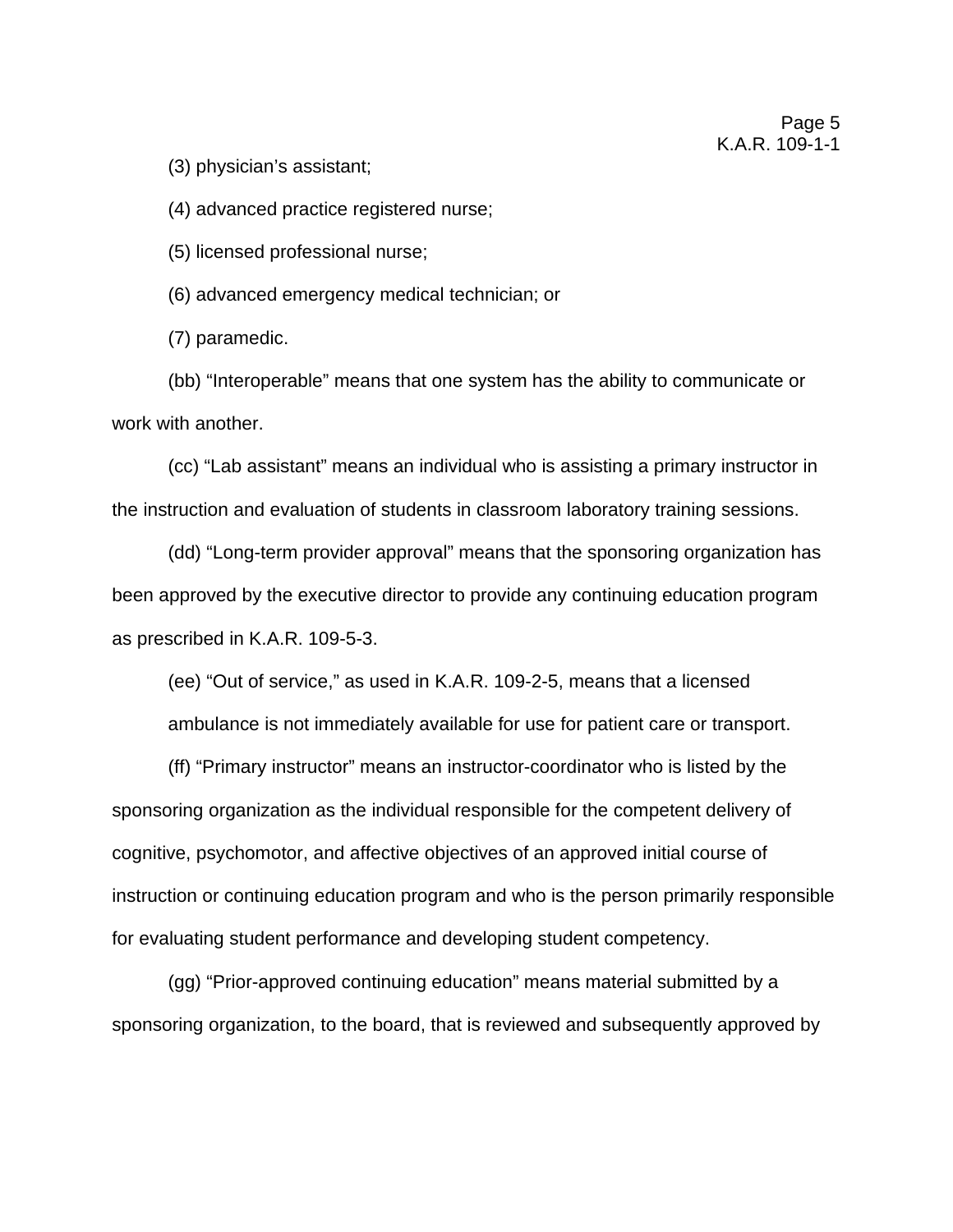(3) physician's assistant;

(4) advanced practice registered nurse;

(5) licensed professional nurse;

(6) advanced emergency medical technician; or

(7) paramedic.

(bb) "Interoperable" means that one system has the ability to communicate or work with another.

(cc) "Lab assistant" means an individual who is assisting a primary instructor in the instruction and evaluation of students in classroom laboratory training sessions.

(dd) "Long-term provider approval" means that the sponsoring organization has been approved by the executive director to provide any continuing education program as prescribed in K.A.R. 109-5-3.

(ee) "Out of service," as used in K.A.R. 109-2-5, means that a licensed ambulance is not immediately available for use for patient care or transport.

(ff) "Primary instructor" means an instructor-coordinator who is listed by the sponsoring organization as the individual responsible for the competent delivery of cognitive, psychomotor, and affective objectives of an approved initial course of instruction or continuing education program and who is the person primarily responsible for evaluating student performance and developing student competency.

(gg) "Prior-approved continuing education" means material submitted by a sponsoring organization, to the board, that is reviewed and subsequently approved by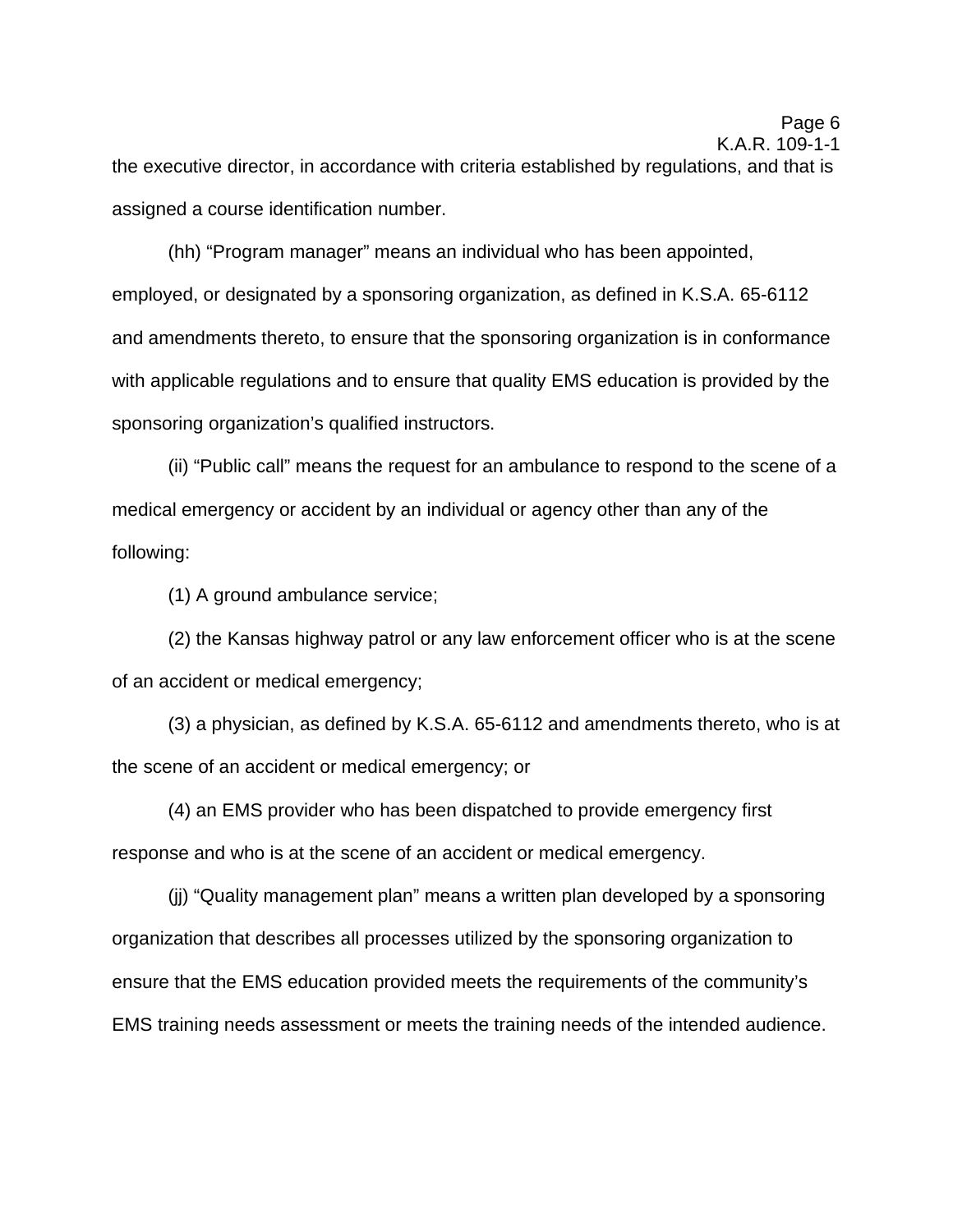the executive director, in accordance with criteria established by regulations, and that is assigned a course identification number.

(hh) “Program manager” means an individual who has been appointed, employed, or designated by a sponsoring organization, as defined in K.S.A. 65-6112 and amendments thereto, to ensure that the sponsoring organization is in conformance with applicable regulations and to ensure that quality EMS education is provided by the sponsoring organization’s qualified instructors.

(ii) “Public call” means the request for an ambulance to respond to the scene of a medical emergency or accident by an individual or agency other than any of the following:

(1) A ground ambulance service;

(2) the Kansas highway patrol or any law enforcement officer who is at the scene of an accident or medical emergency;

(3) a physician, as defined by K.S.A. 65-6112 and amendments thereto, who is at the scene of an accident or medical emergency; or

(4) an EMS provider who has been dispatched to provide emergency first response and who is at the scene of an accident or medical emergency.

(jj) “Quality management plan” means a written plan developed by a sponsoring organization that describes all processes utilized by the sponsoring organization to ensure that the EMS education provided meets the requirements of the community’s EMS training needs assessment or meets the training needs of the intended audience.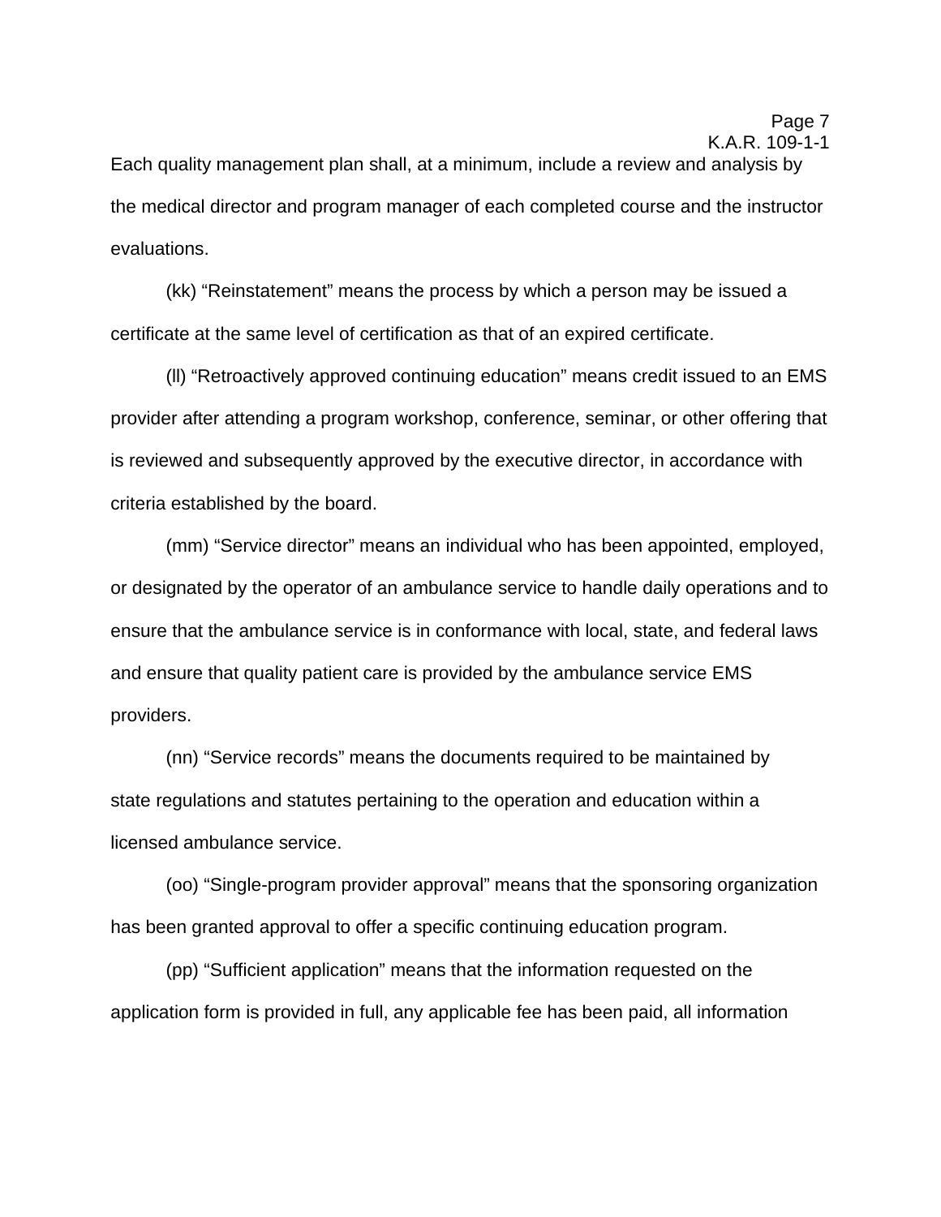Each quality management plan shall, at a minimum, include a review and analysis by the medical director and program manager of each completed course and the instructor evaluations.

(kk) "Reinstatement" means the process by which a person may be issued a certificate at the same level of certification as that of an expired certificate.

(ll) "Retroactively approved continuing education" means credit issued to an EMS provider after attending a program workshop, conference, seminar, or other offering that is reviewed and subsequently approved by the executive director, in accordance with criteria established by the board.

(mm) "Service director" means an individual who has been appointed, employed, or designated by the operator of an ambulance service to handle daily operations and to ensure that the ambulance service is in conformance with local, state, and federal laws and ensure that quality patient care is provided by the ambulance service EMS providers.

(nn) "Service records" means the documents required to be maintained by state regulations and statutes pertaining to the operation and education within a licensed ambulance service.

(oo) "Single-program provider approval" means that the sponsoring organization has been granted approval to offer a specific continuing education program.

(pp) "Sufficient application" means that the information requested on the application form is provided in full, any applicable fee has been paid, all information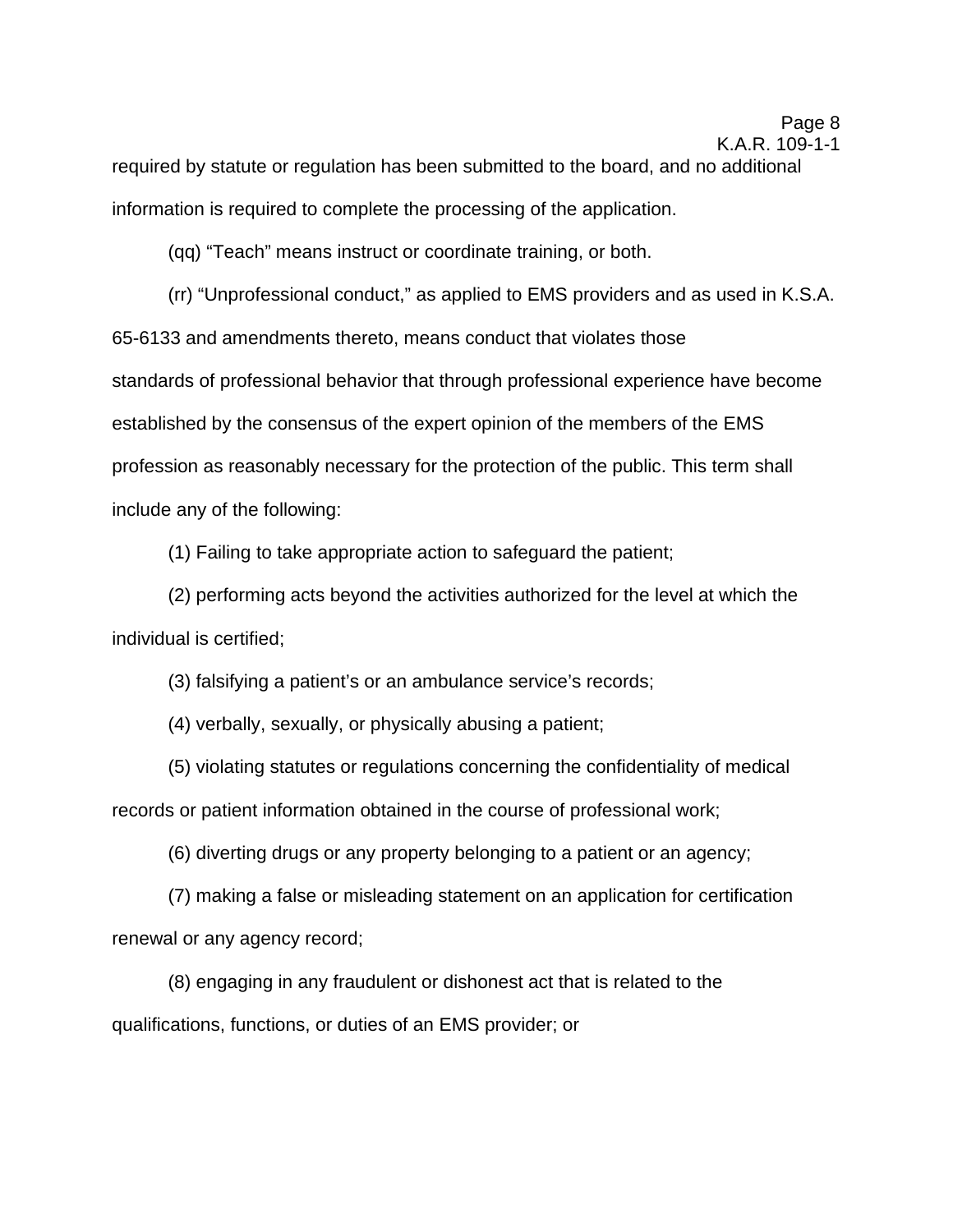required by statute or regulation has been submitted to the board, and no additional information is required to complete the processing of the application.

(qq) "Teach" means instruct or coordinate training, or both.

(rr) "Unprofessional conduct," as applied to EMS providers and as used in K.S.A. 65-6133 and amendments thereto, means conduct that violates those standards of professional behavior that through professional experience have become established by the consensus of the expert opinion of the members of the EMS profession as reasonably necessary for the protection of the public. This term shall include any of the following:

(1) Failing to take appropriate action to safeguard the patient;

(2) performing acts beyond the activities authorized for the level at which the individual is certified;

(3) falsifying a patient's or an ambulance service's records;

(4) verbally, sexually, or physically abusing a patient;

(5) violating statutes or regulations concerning the confidentiality of medical records or patient information obtained in the course of professional work;

(6) diverting drugs or any property belonging to a patient or an agency;

(7) making a false or misleading statement on an application for certification renewal or any agency record;

(8) engaging in any fraudulent or dishonest act that is related to the qualifications, functions, or duties of an EMS provider; or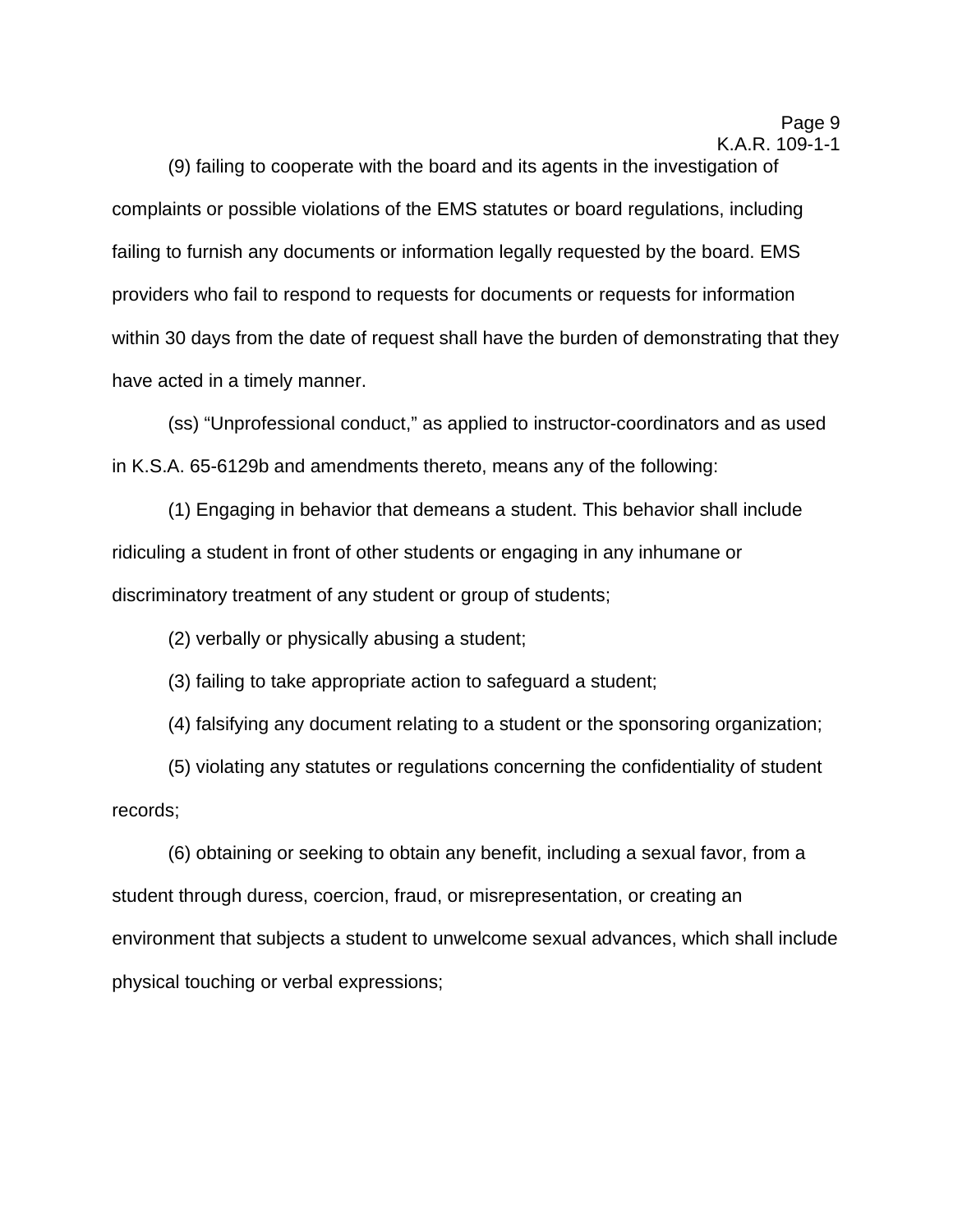(9) failing to cooperate with the board and its agents in the investigation of complaints or possible violations of the EMS statutes or board regulations, including failing to furnish any documents or information legally requested by the board. EMS providers who fail to respond to requests for documents or requests for information within 30 days from the date of request shall have the burden of demonstrating that they have acted in a timely manner.

(ss) “Unprofessional conduct,” as applied to instructor-coordinators and as used in K.S.A. 65-6129b and amendments thereto, means any of the following:

(1) Engaging in behavior that demeans a student. This behavior shall include ridiculing a student in front of other students or engaging in any inhumane or discriminatory treatment of any student or group of students;

(2) verbally or physically abusing a student;

(3) failing to take appropriate action to safeguard a student;

(4) falsifying any document relating to a student or the sponsoring organization;

(5) violating any statutes or regulations concerning the confidentiality of student records;

(6) obtaining or seeking to obtain any benefit, including a sexual favor, from a student through duress, coercion, fraud, or misrepresentation, or creating an environment that subjects a student to unwelcome sexual advances, which shall include physical touching or verbal expressions;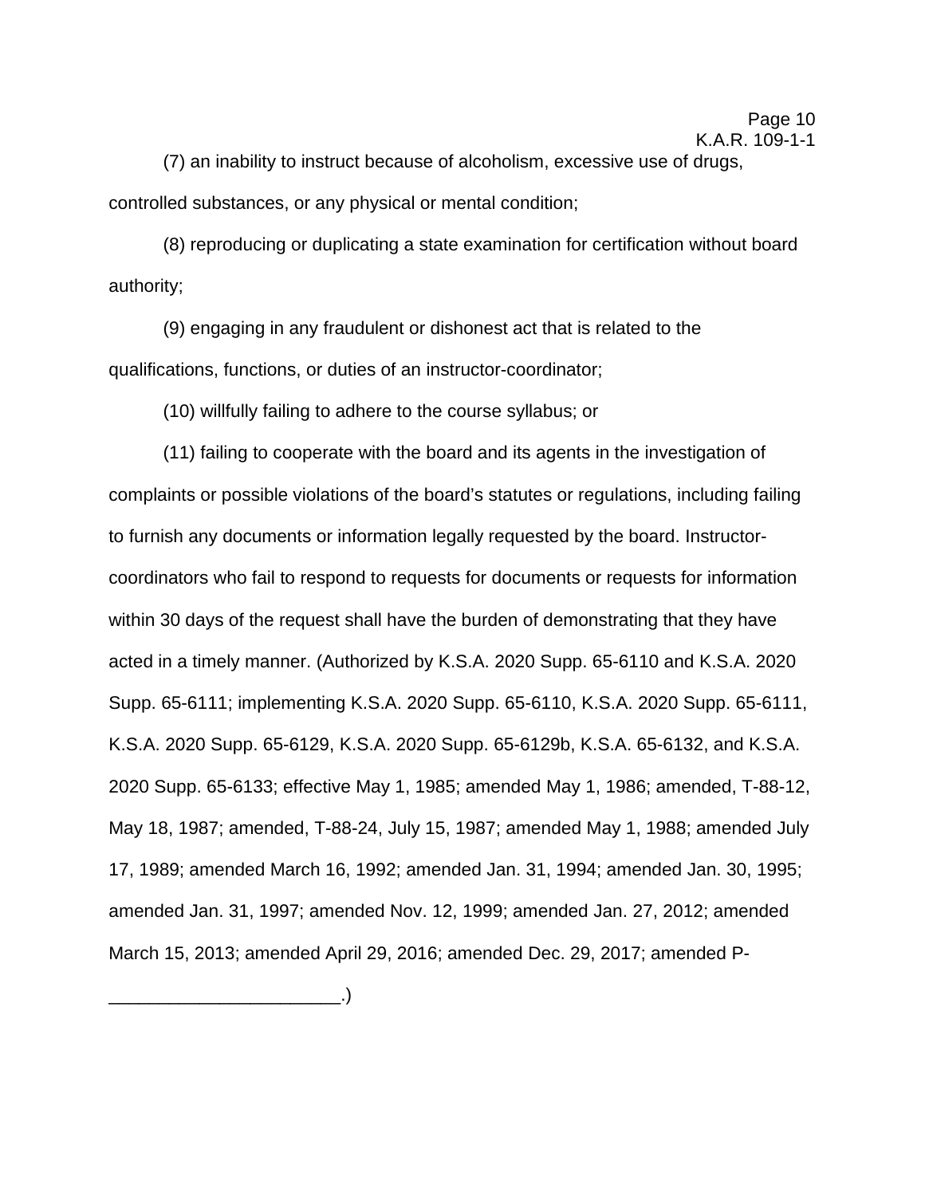(7) an inability to instruct because of alcoholism, excessive use of drugs, controlled substances, or any physical or mental condition;

(8) reproducing or duplicating a state examination for certification without board authority;

(9) engaging in any fraudulent or dishonest act that is related to the qualifications, functions, or duties of an instructor-coordinator;

(10) willfully failing to adhere to the course syllabus; or

(11) failing to cooperate with the board and its agents in the investigation of complaints or possible violations of the board's statutes or regulations, including failing to furnish any documents or information legally requested by the board. Instructor-coordinators who fail to respond to requests for documents or requests for information within 30 days of the request shall have the burden of demonstrating that they have acted in a timely manner. (Authorized by K.S.A. 2020 Supp. 65-6110 and K.S.A. 2020 Supp. 65-6111; implementing K.S.A. 2020 Supp. 65-6110, K.S.A. 2020 Supp. 65-6111, K.S.A. 2020 Supp. 65-6129, K.S.A. 2020 Supp. 65-6129b, K.S.A. 65-6132, and K.S.A. 2020 Supp. 65-6133; effective May 1, 1985; amended May 1, 1986; amended, T-88-12, May 18, 1987; amended, T-88-24, July 15, 1987; amended May 1, 1988; amended July 17, 1989; amended March 16, 1992; amended Jan. 31, 1994; amended Jan. 30, 1995; amended Jan. 31, 1997; amended Nov. 12, 1999; amended Jan. 27, 2012; amended March 15, 2013; amended April 29, 2016; amended Dec. 29, 2017; amended P-_______________________.)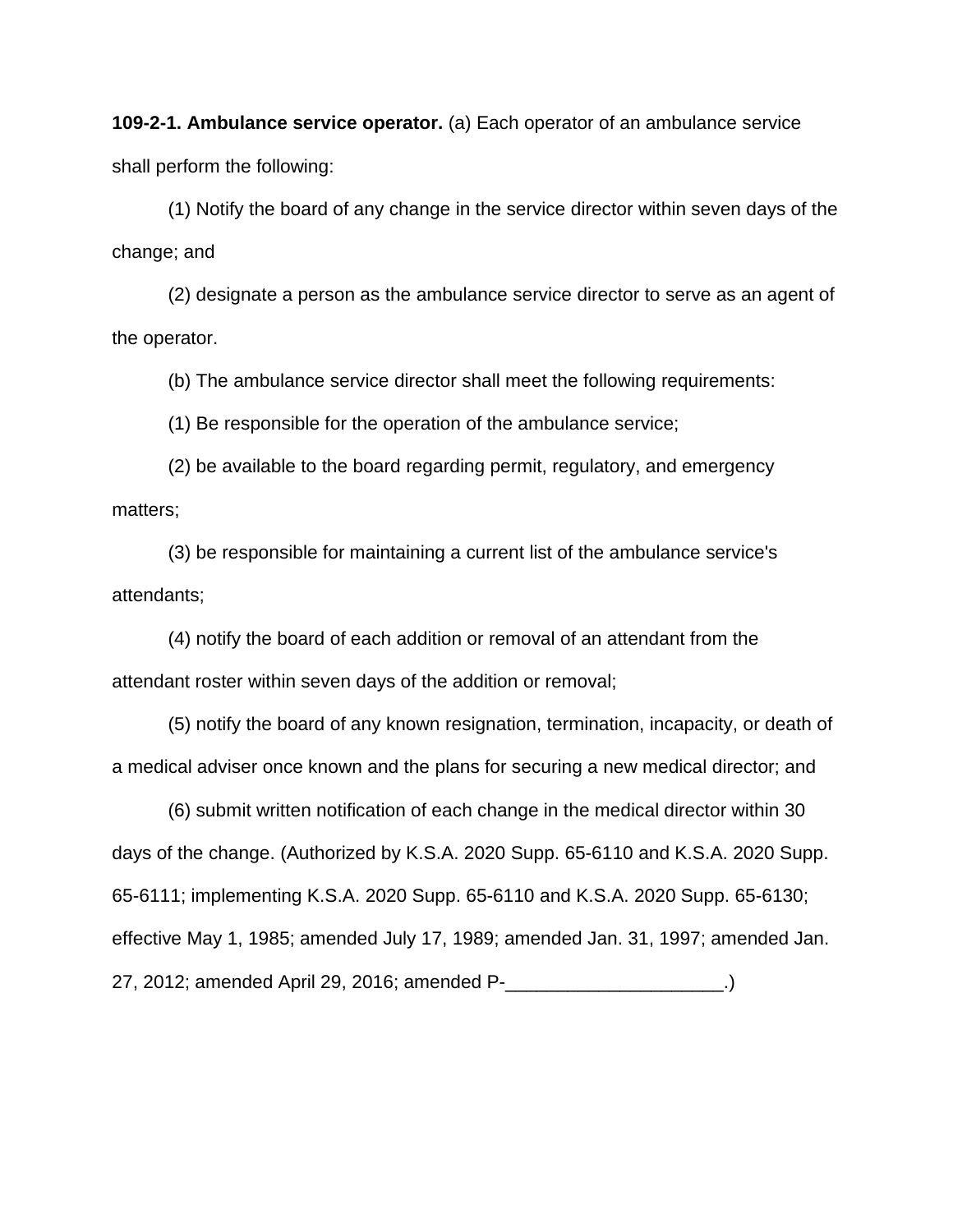**109-2-1. Ambulance service operator.** (a) Each operator of an ambulance service shall perform the following:

(1) Notify the board of any change in the service director within seven days of the change; and

(2) designate a person as the ambulance service director to serve as an agent of the operator.

(b) The ambulance service director shall meet the following requirements:

(1) Be responsible for the operation of the ambulance service;

(2) be available to the board regarding permit, regulatory, and emergency matters;

(3) be responsible for maintaining a current list of the ambulance service's attendants;

(4) notify the board of each addition or removal of an attendant from the attendant roster within seven days of the addition or removal;

(5) notify the board of any known resignation, termination, incapacity, or death of a medical adviser once known and the plans for securing a new medical director; and

(6) submit written notification of each change in the medical director within 30 days of the change. (Authorized by K.S.A. 2020 Supp. 65-6110 and K.S.A. 2020 Supp. 65-6111; implementing K.S.A. 2020 Supp. 65-6110 and K.S.A. 2020 Supp. 65-6130; effective May 1, 1985; amended July 17, 1989; amended Jan. 31, 1997; amended Jan. 27, 2012; amended April 29, 2016; amended P-_____________________.)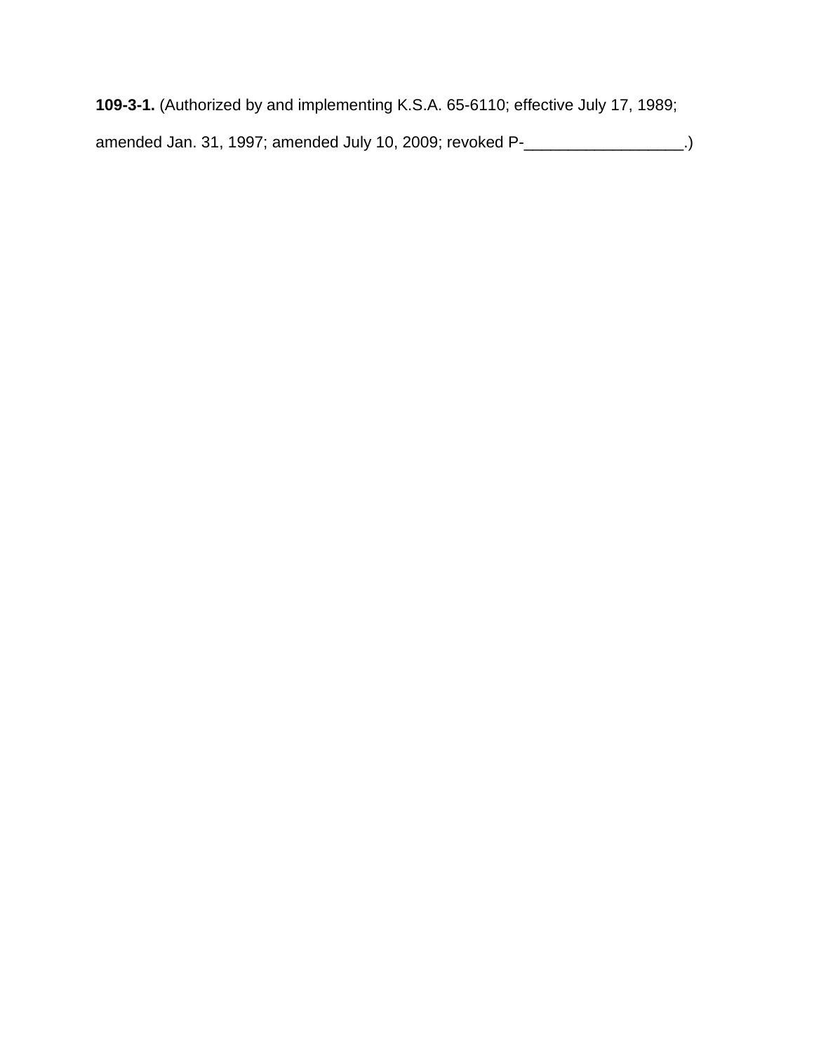**109-3-1.** (Authorized by and implementing K.S.A. 65-6110; effective July 17, 1989; amended Jan. 31, 1997; amended July 10, 2009; revoked P-__________________.)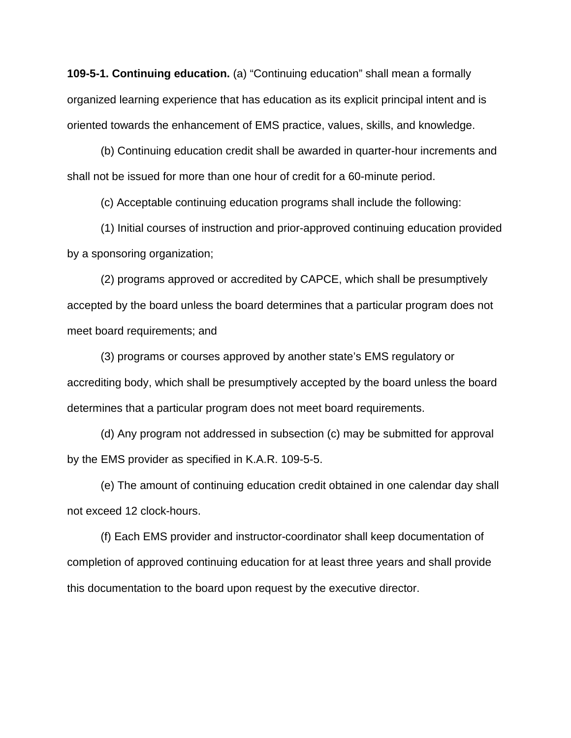**109-5-1. Continuing education.** (a) “Continuing education” shall mean a formally organized learning experience that has education as its explicit principal intent and is oriented towards the enhancement of EMS practice, values, skills, and knowledge.

(b) Continuing education credit shall be awarded in quarter-hour increments and shall not be issued for more than one hour of credit for a 60-minute period.

(c) Acceptable continuing education programs shall include the following:

(1) Initial courses of instruction and prior-approved continuing education provided by a sponsoring organization;

(2) programs approved or accredited by CAPCE, which shall be presumptively accepted by the board unless the board determines that a particular program does not meet board requirements; and

(3) programs or courses approved by another state’s EMS regulatory or accrediting body, which shall be presumptively accepted by the board unless the board determines that a particular program does not meet board requirements.

(d) Any program not addressed in subsection (c) may be submitted for approval by the EMS provider as specified in K.A.R. 109-5-5.

(e) The amount of continuing education credit obtained in one calendar day shall not exceed 12 clock-hours.

(f) Each EMS provider and instructor-coordinator shall keep documentation of completion of approved continuing education for at least three years and shall provide this documentation to the board upon request by the executive director.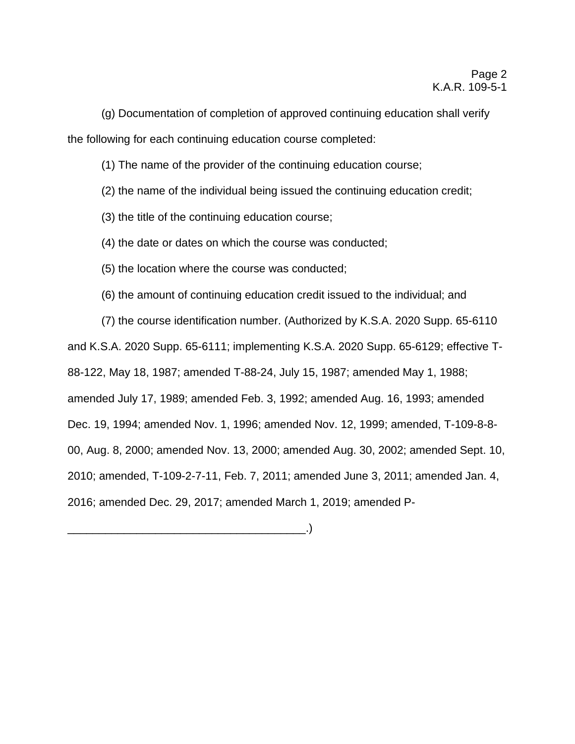(g) Documentation of completion of approved continuing education shall verify the following for each continuing education course completed:

(1) The name of the provider of the continuing education course;

(2) the name of the individual being issued the continuing education credit;

(3) the title of the continuing education course;

(4) the date or dates on which the course was conducted;

(5) the location where the course was conducted;

(6) the amount of continuing education credit issued to the individual; and

(7) the course identification number. (Authorized by K.S.A. 2020 Supp. 65-6110 and K.S.A. 2020 Supp. 65-6111; implementing K.S.A. 2020 Supp. 65-6129; effective T-88-122, May 18, 1987; amended T-88-24, July 15, 1987; amended May 1, 1988; amended July 17, 1989; amended Feb. 3, 1992; amended Aug. 16, 1993; amended Dec. 19, 1994; amended Nov. 1, 1996; amended Nov. 12, 1999; amended, T-109-8-8-00, Aug. 8, 2000; amended Nov. 13, 2000; amended Aug. 30, 2002; amended Sept. 10, 2010; amended, T-109-2-7-11, Feb. 7, 2011; amended June 3, 2011; amended Jan. 4, 2016; amended Dec. 29, 2017; amended March 1, 2019; amended P-_____________________________________.)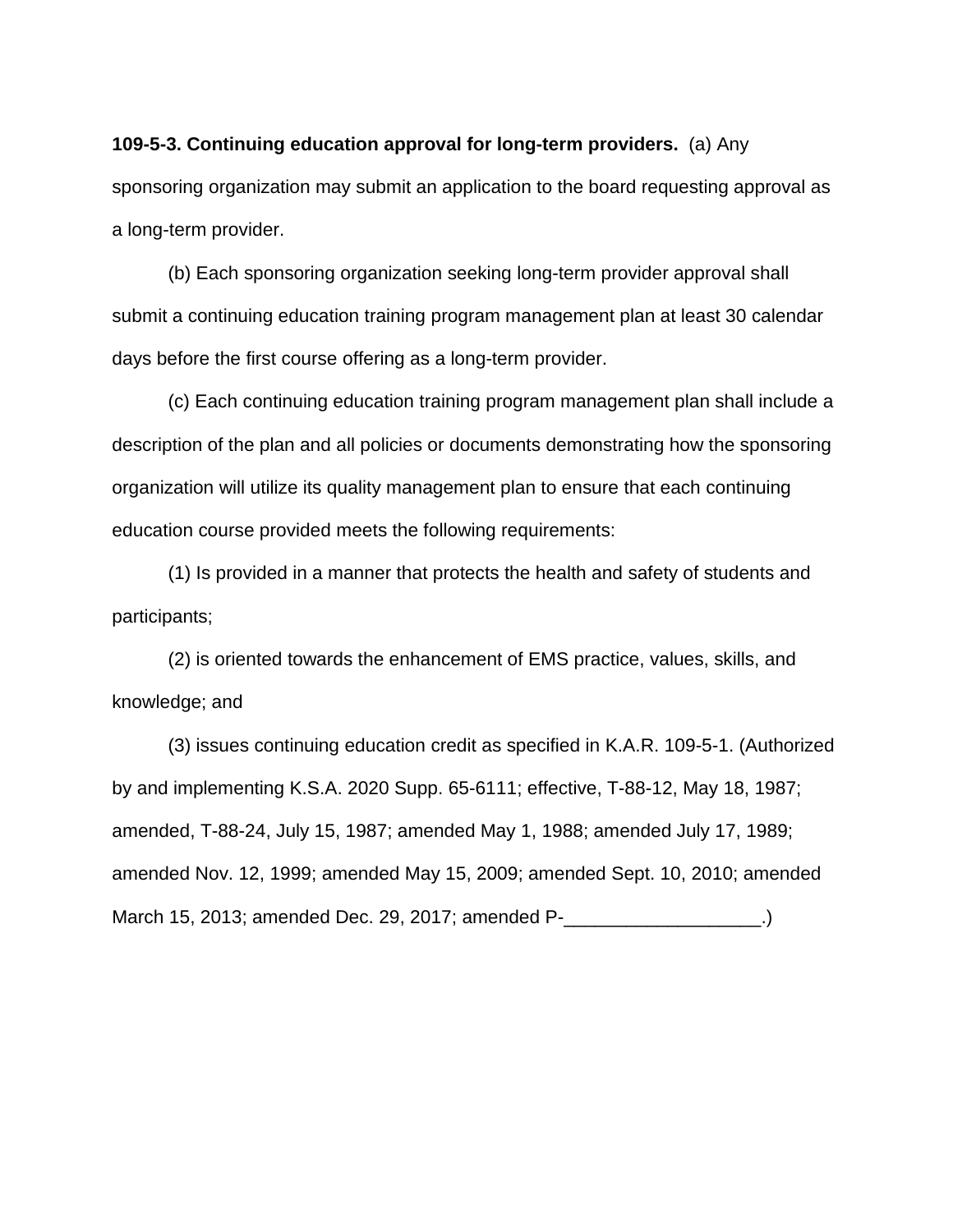**109-5-3. Continuing education approval for long-term providers.** (a) Any sponsoring organization may submit an application to the board requesting approval as a long-term provider.

(b) Each sponsoring organization seeking long-term provider approval shall submit a continuing education training program management plan at least 30 calendar days before the first course offering as a long-term provider.

(c) Each continuing education training program management plan shall include a description of the plan and all policies or documents demonstrating how the sponsoring organization will utilize its quality management plan to ensure that each continuing education course provided meets the following requirements:

(1) Is provided in a manner that protects the health and safety of students and participants;

(2) is oriented towards the enhancement of EMS practice, values, skills, and knowledge; and

(3) issues continuing education credit as specified in K.A.R. 109-5-1. (Authorized by and implementing K.S.A. 2020 Supp. 65-6111; effective, T-88-12, May 18, 1987; amended, T-88-24, July 15, 1987; amended May 1, 1988; amended July 17, 1989; amended Nov. 12, 1999; amended May 15, 2009; amended Sept. 10, 2010; amended March 15, 2013; amended Dec. 29, 2017; amended P-___________________.)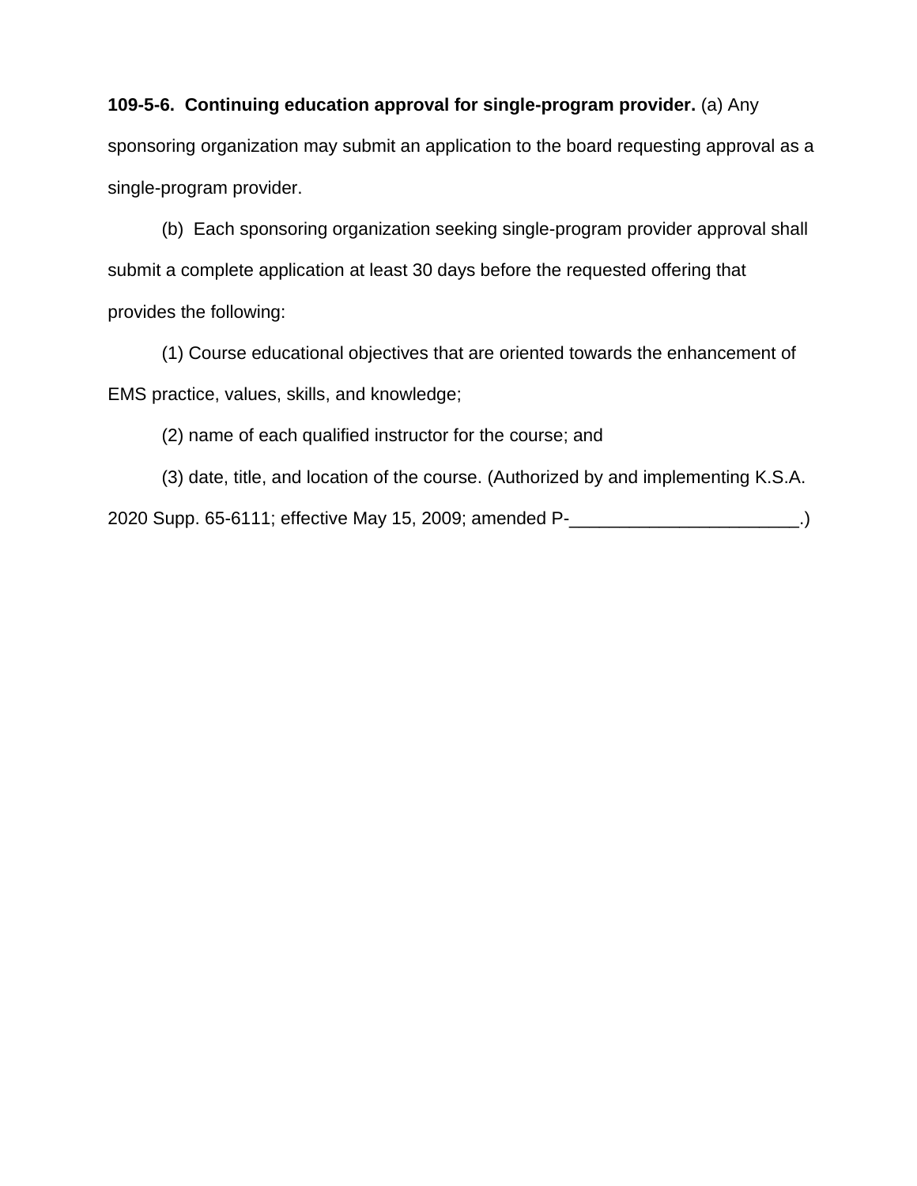**109-5-6. Continuing education approval for single-program provider.** (a) Any sponsoring organization may submit an application to the board requesting approval as a single-program provider.

(b) Each sponsoring organization seeking single-program provider approval shall submit a complete application at least 30 days before the requested offering that provides the following:

(1) Course educational objectives that are oriented towards the enhancement of EMS practice, values, skills, and knowledge;

(2) name of each qualified instructor for the course; and

(3) date, title, and location of the course. (Authorized by and implementing K.S.A. 2020 Supp. 65-6111; effective May 15, 2009; amended P-_______________________.)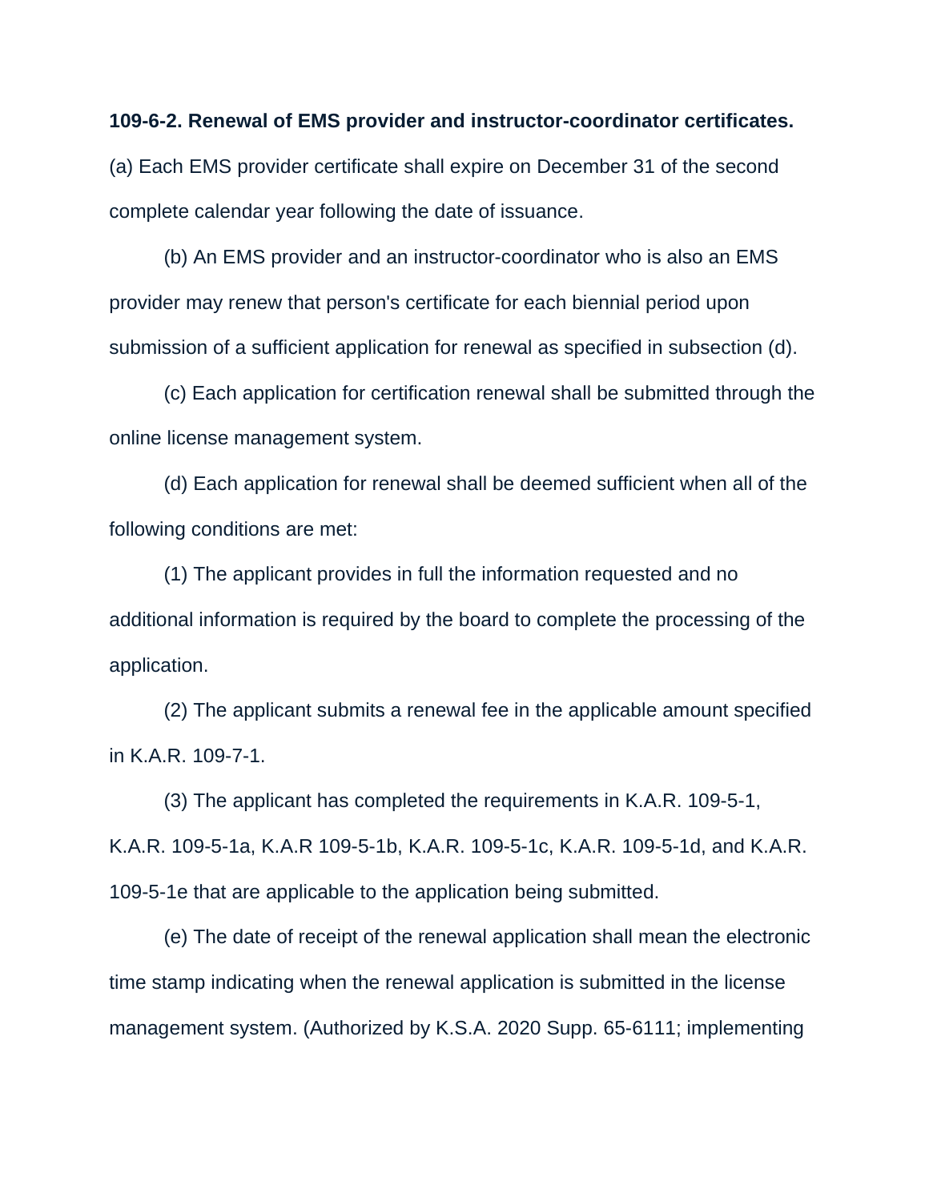**109-6-2. Renewal of EMS provider and instructor-coordinator certificates.**

(a) Each EMS provider certificate shall expire on December 31 of the second complete calendar year following the date of issuance.

(b) An EMS provider and an instructor-coordinator who is also an EMS provider may renew that person's certificate for each biennial period upon submission of a sufficient application for renewal as specified in subsection (d).

(c) Each application for certification renewal shall be submitted through the online license management system.

(d) Each application for renewal shall be deemed sufficient when all of the following conditions are met:

(1) The applicant provides in full the information requested and no additional information is required by the board to complete the processing of the application.

(2) The applicant submits a renewal fee in the applicable amount specified in K.A.R. 109-7-1.

(3) The applicant has completed the requirements in K.A.R. 109-5-1, K.A.R. 109-5-1a, K.A.R 109-5-1b, K.A.R. 109-5-1c, K.A.R. 109-5-1d, and K.A.R. 109-5-1e that are applicable to the application being submitted.

(e) The date of receipt of the renewal application shall mean the electronic time stamp indicating when the renewal application is submitted in the license management system. (Authorized by K.S.A. 2020 Supp. 65-6111; implementing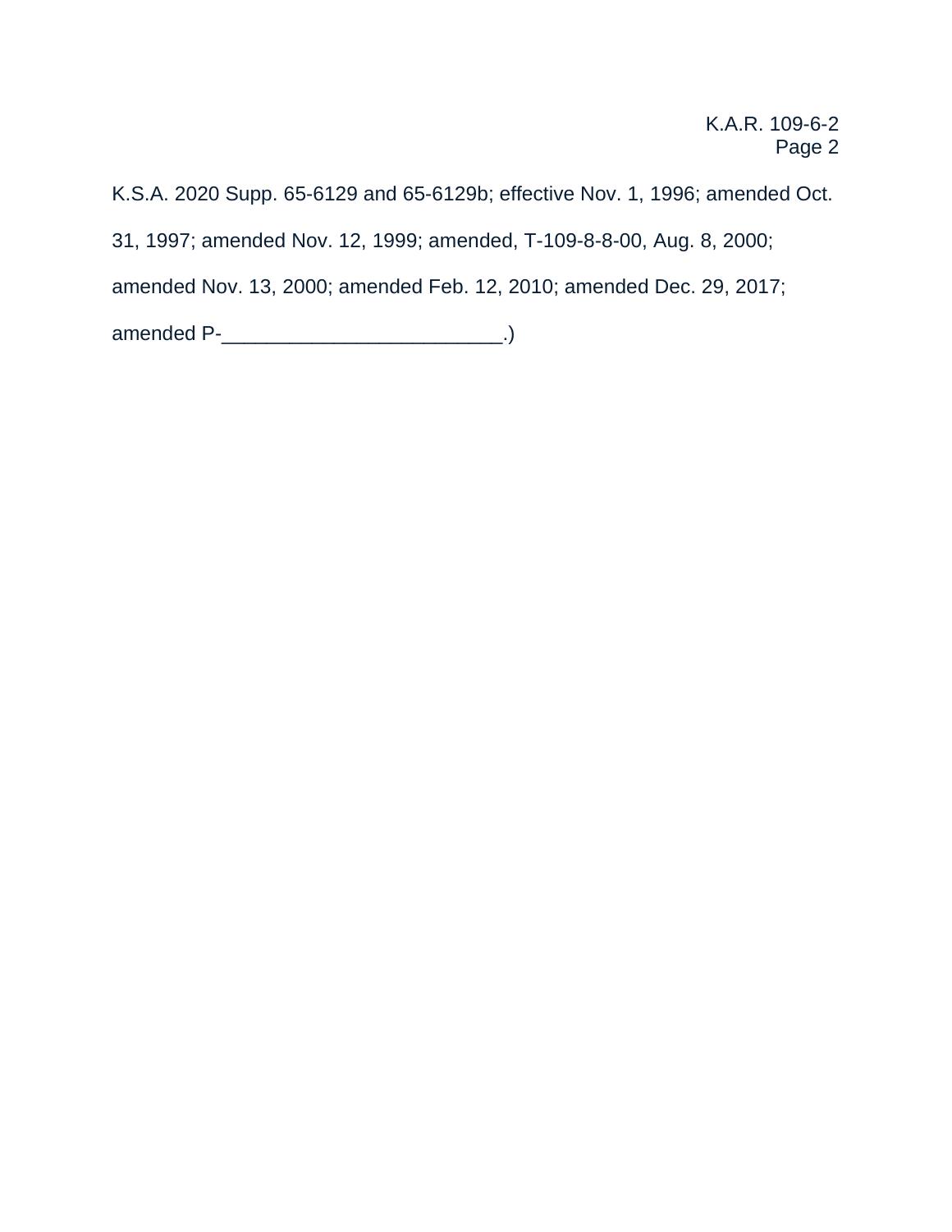K.S.A. 2020 Supp. 65-6129 and 65-6129b; effective Nov. 1, 1996; amended Oct. 31, 1997; amended Nov. 12, 1999; amended, T-109-8-8-00, Aug. 8, 2000; amended Nov. 13, 2000; amended Feb. 12, 2010; amended Dec. 29, 2017; amended P-_________________________.)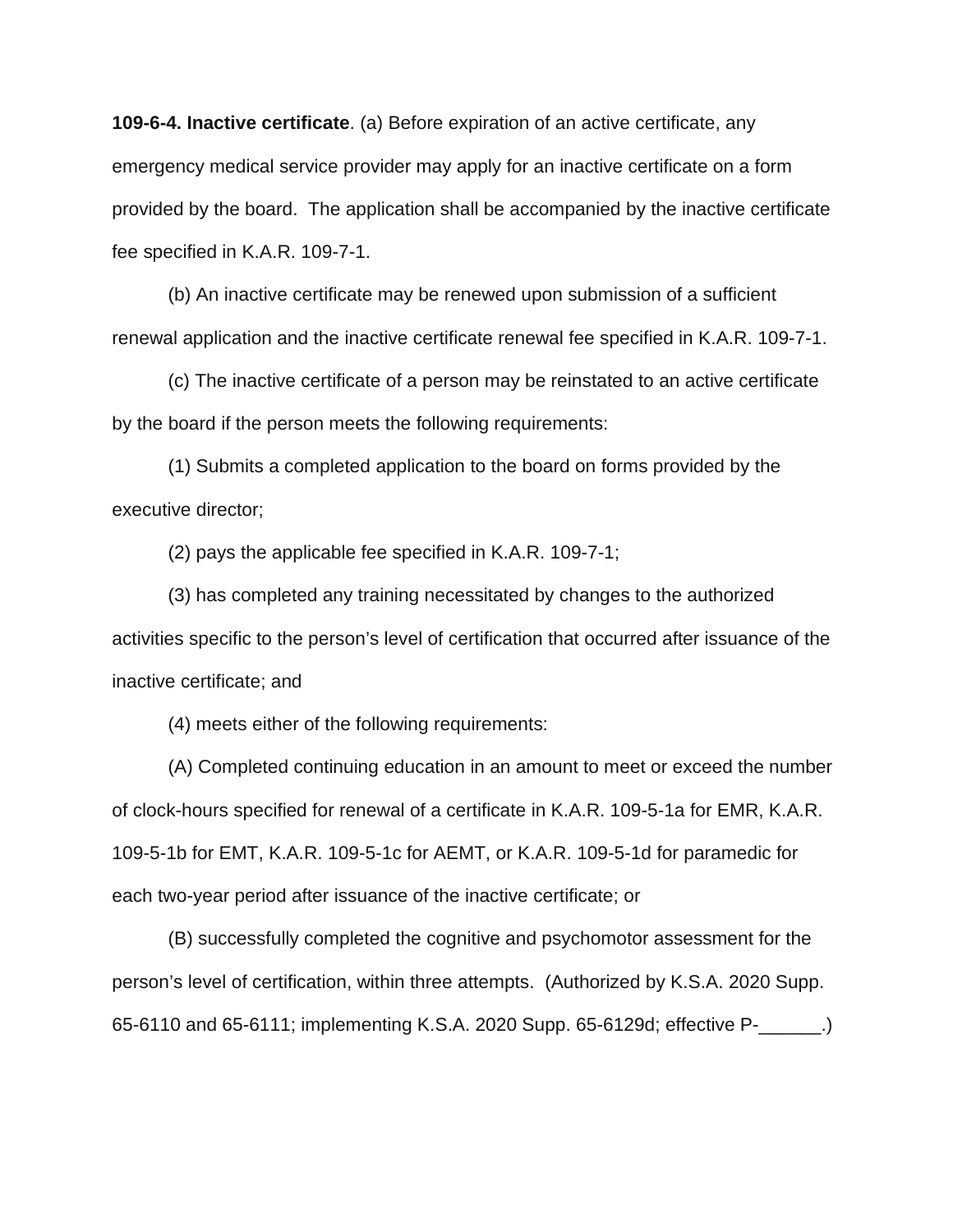**109-6-4. Inactive certificate**. (a) Before expiration of an active certificate, any emergency medical service provider may apply for an inactive certificate on a form provided by the board. The application shall be accompanied by the inactive certificate fee specified in K.A.R. 109-7-1.

(b) An inactive certificate may be renewed upon submission of a sufficient renewal application and the inactive certificate renewal fee specified in K.A.R. 109-7-1.

(c) The inactive certificate of a person may be reinstated to an active certificate by the board if the person meets the following requirements:

(1) Submits a completed application to the board on forms provided by the executive director;

(2) pays the applicable fee specified in K.A.R. 109-7-1;

(3) has completed any training necessitated by changes to the authorized activities specific to the person's level of certification that occurred after issuance of the inactive certificate; and

(4) meets either of the following requirements:

(A) Completed continuing education in an amount to meet or exceed the number of clock-hours specified for renewal of a certificate in K.A.R. 109-5-1a for EMR, K.A.R. 109-5-1b for EMT, K.A.R. 109-5-1c for AEMT, or K.A.R. 109-5-1d for paramedic for each two-year period after issuance of the inactive certificate; or

(B) successfully completed the cognitive and psychomotor assessment for the person's level of certification, within three attempts. (Authorized by K.S.A. 2020 Supp. 65-6110 and 65-6111; implementing K.S.A. 2020 Supp. 65-6129d; effective P-______.)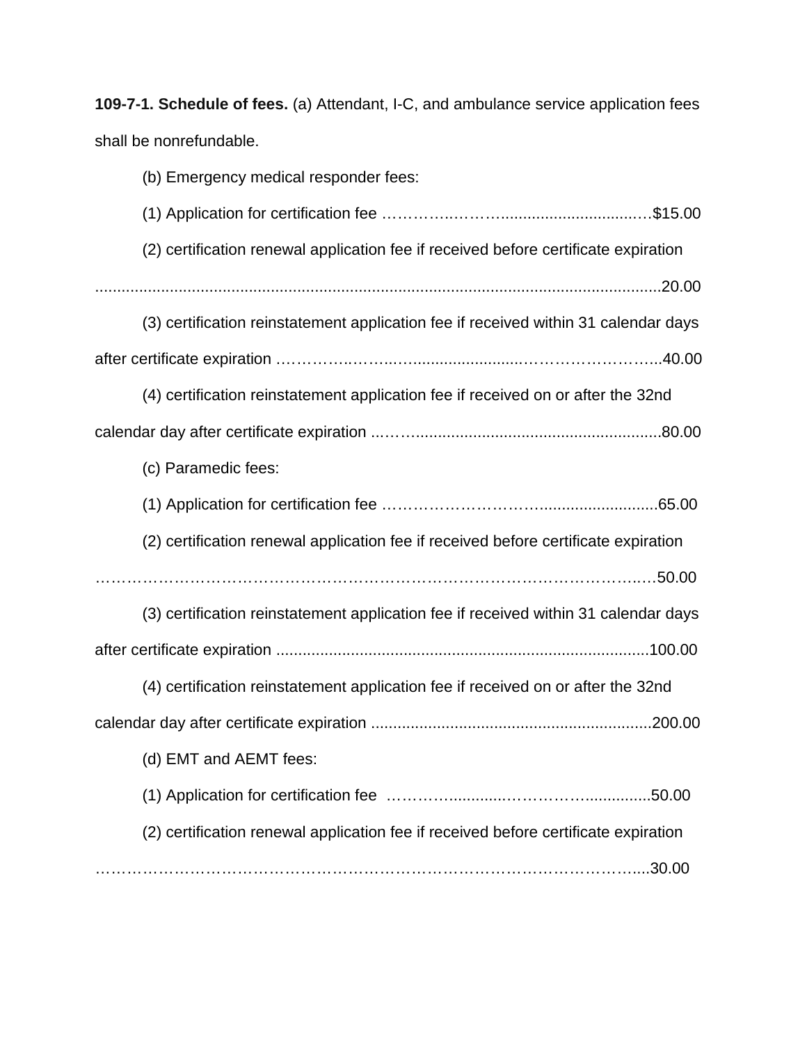**109-7-1. Schedule of fees.** (a) Attendant, I-C, and ambulance service application fees shall be nonrefundable.

(b) Emergency medical responder fees:

(1) Application for certification fee ......................................................$15.00

(2) certification renewal application fee if received before certificate expiration ......................................................................................................................20.00

(3) certification reinstatement application fee if received within 31 calendar days after certificate expiration ..........................................................................40.00

(4) certification reinstatement application fee if received on or after the 32nd calendar day after certificate expiration ..........................................................80.00

(c) Paramedic fees:

(1) Application for certification fee ......................................................65.00

(2) certification renewal application fee if received before certificate expiration ......................................................................................................................50.00

(3) certification reinstatement application fee if received within 31 calendar days after certificate expiration ........................................................................100.00

(4) certification reinstatement application fee if received on or after the 32nd calendar day after certificate expiration ........................................................200.00

(d) EMT and AEMT fees:

(1) Application for certification fee ......................................................50.00

(2) certification renewal application fee if received before certificate expiration ......................................................................................................................30.00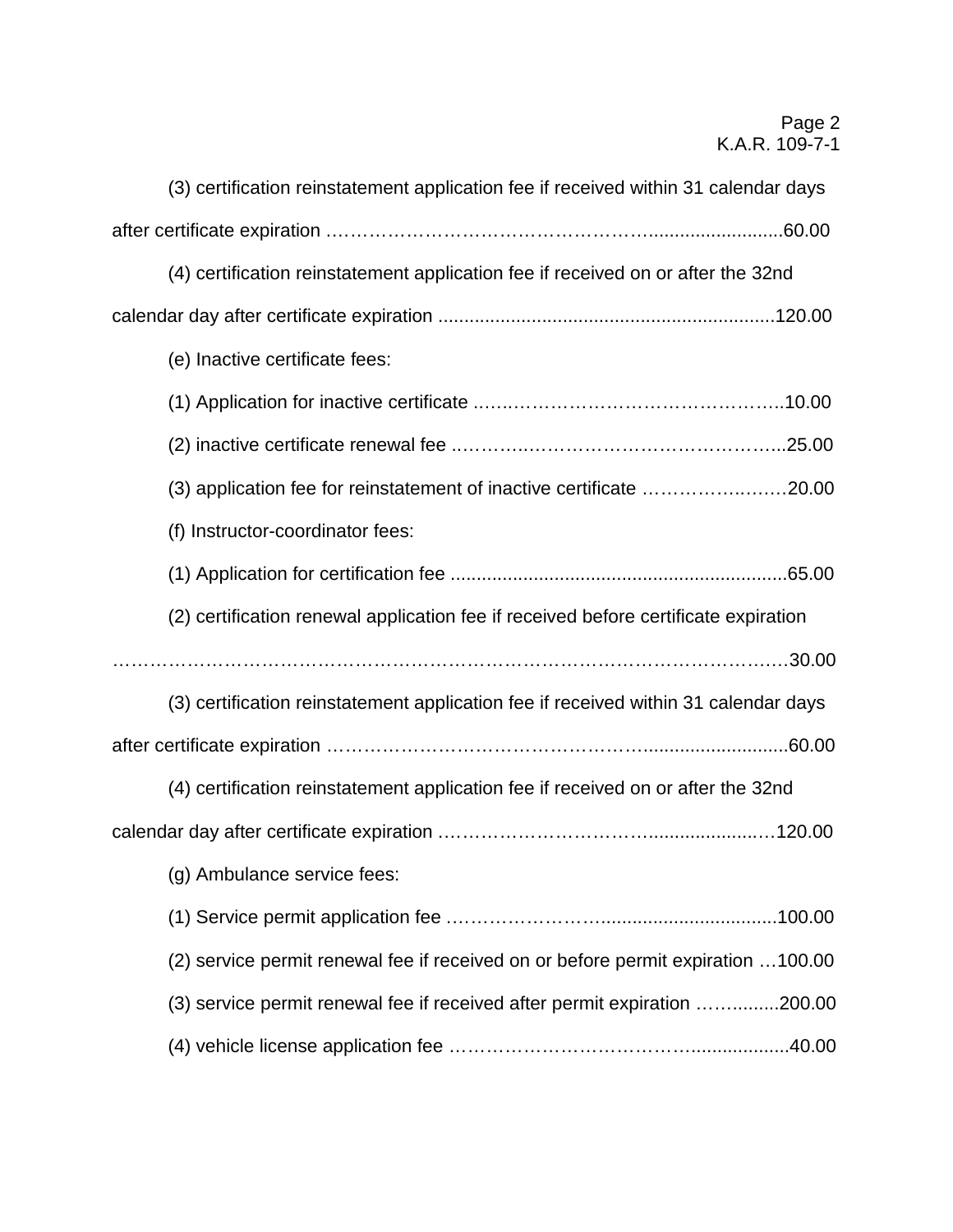(3) certification reinstatement application fee if received within 31 calendar days after certificate expiration ……………………………………………….........................60.00

(4) certification reinstatement application fee if received on or after the 32nd calendar day after certificate expiration ...............................................................120.00

(e) Inactive certificate fees:

(1) Application for inactive certificate ..….……………………………………….10.00

(2) inactive certificate renewal fee ..……….…………………………….………...25.00

(3) application fee for reinstatement of inactive certificate …………….….……20.00

(f) Instructor-coordinator fees:

(1) Application for certification fee ................................................................65.00

(2) certification renewal application fee if received before certificate expiration ………………………………………………………………………………………….30.00

(3) certification reinstatement application fee if received within 31 calendar days after certificate expiration ……….……………………………………...........................60.00

(4) certification reinstatement application fee if received on or after the 32nd calendar day after certificate expiration ………………………………........................…120.00

(g) Ambulance service fees:

(1) Service permit application fee ……….……………...................................100.00

(2) service permit renewal fee if received on or before permit expiration …100.00

(3) service permit renewal fee if received after permit expiration …….........200.00

(4) vehicle license application fee ………………………………….....................40.00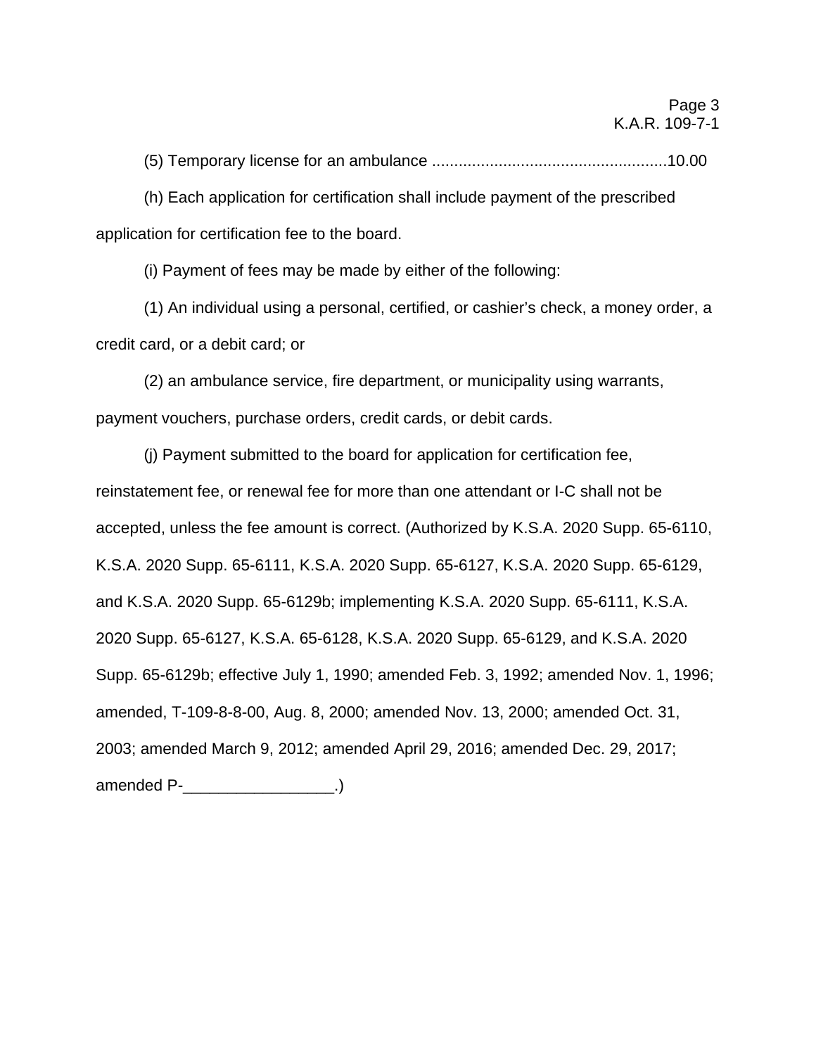(5) Temporary license for an ambulance ....................................................10.00

(h) Each application for certification shall include payment of the prescribed application for certification fee to the board.

(i) Payment of fees may be made by either of the following:

(1) An individual using a personal, certified, or cashier's check, a money order, a credit card, or a debit card; or

(2) an ambulance service, fire department, or municipality using warrants, payment vouchers, purchase orders, credit cards, or debit cards.

(j) Payment submitted to the board for application for certification fee, reinstatement fee, or renewal fee for more than one attendant or I-C shall not be accepted, unless the fee amount is correct. (Authorized by K.S.A. 2020 Supp. 65-6110, K.S.A. 2020 Supp. 65-6111, K.S.A. 2020 Supp. 65-6127, K.S.A. 2020 Supp. 65-6129, and K.S.A. 2020 Supp. 65-6129b; implementing K.S.A. 2020 Supp. 65-6111, K.S.A. 2020 Supp. 65-6127, K.S.A. 65-6128, K.S.A. 2020 Supp. 65-6129, and K.S.A. 2020 Supp. 65-6129b; effective July 1, 1990; amended Feb. 3, 1992; amended Nov. 1, 1996; amended, T-109-8-8-00, Aug. 8, 2000; amended Nov. 13, 2000; amended Oct. 31, 2003; amended March 9, 2012; amended April 29, 2016; amended Dec. 29, 2017; amended P-_________________.)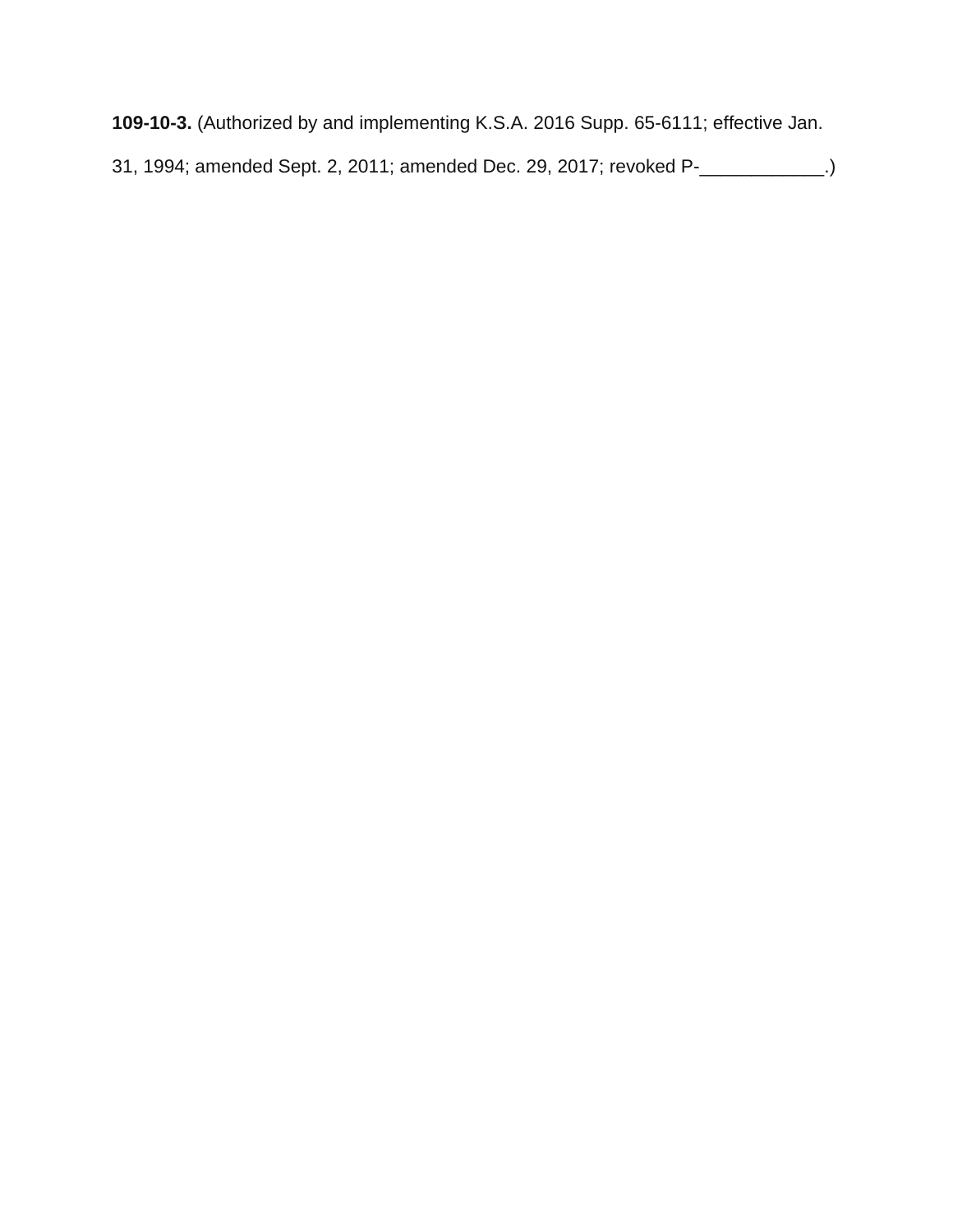**109-10-3.** (Authorized by and implementing K.S.A. 2016 Supp. 65-6111; effective Jan. 31, 1994; amended Sept. 2, 2011; amended Dec. 29, 2017; revoked P-____________.)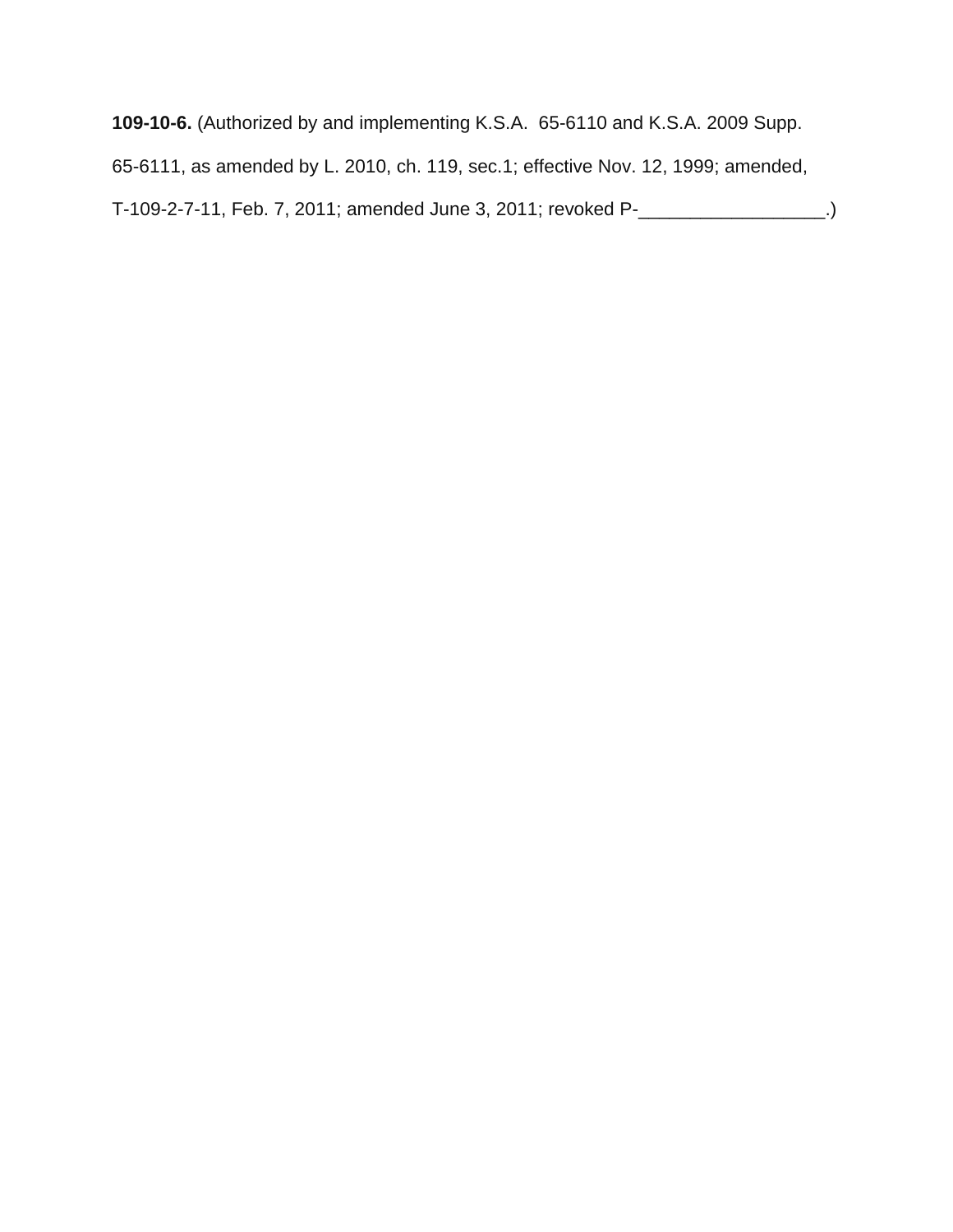**109-10-6.** (Authorized by and implementing K.S.A. 65-6110 and K.S.A. 2009 Supp. 65-6111, as amended by L. 2010, ch. 119, sec.1; effective Nov. 12, 1999; amended, T-109-2-7-11, Feb. 7, 2011; amended June 3, 2011; revoked P-__________________.)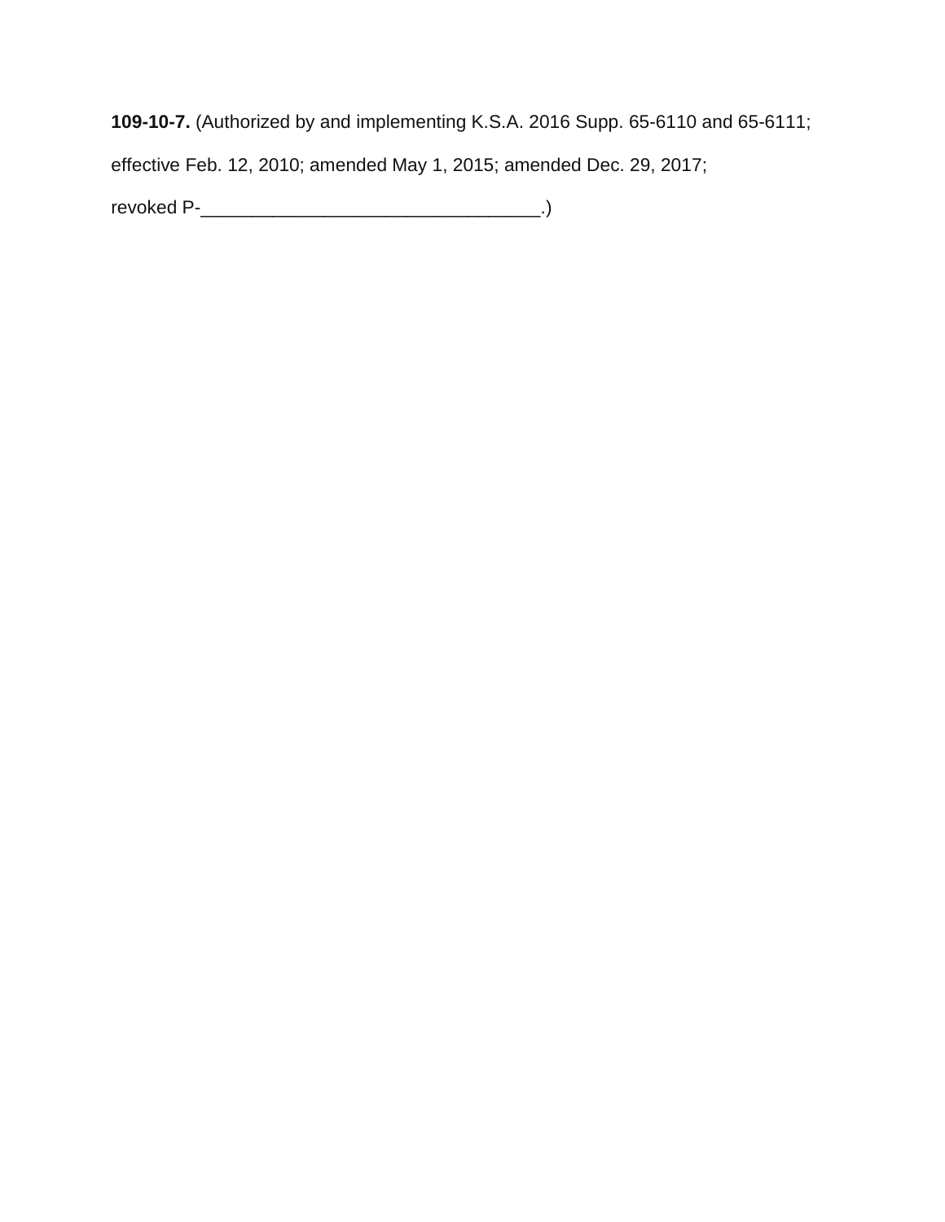**109-10-7.** (Authorized by and implementing K.S.A. 2016 Supp. 65-6110 and 65-6111; effective Feb. 12, 2010; amended May 1, 2015; amended Dec. 29, 2017; revoked P-_________________________________.)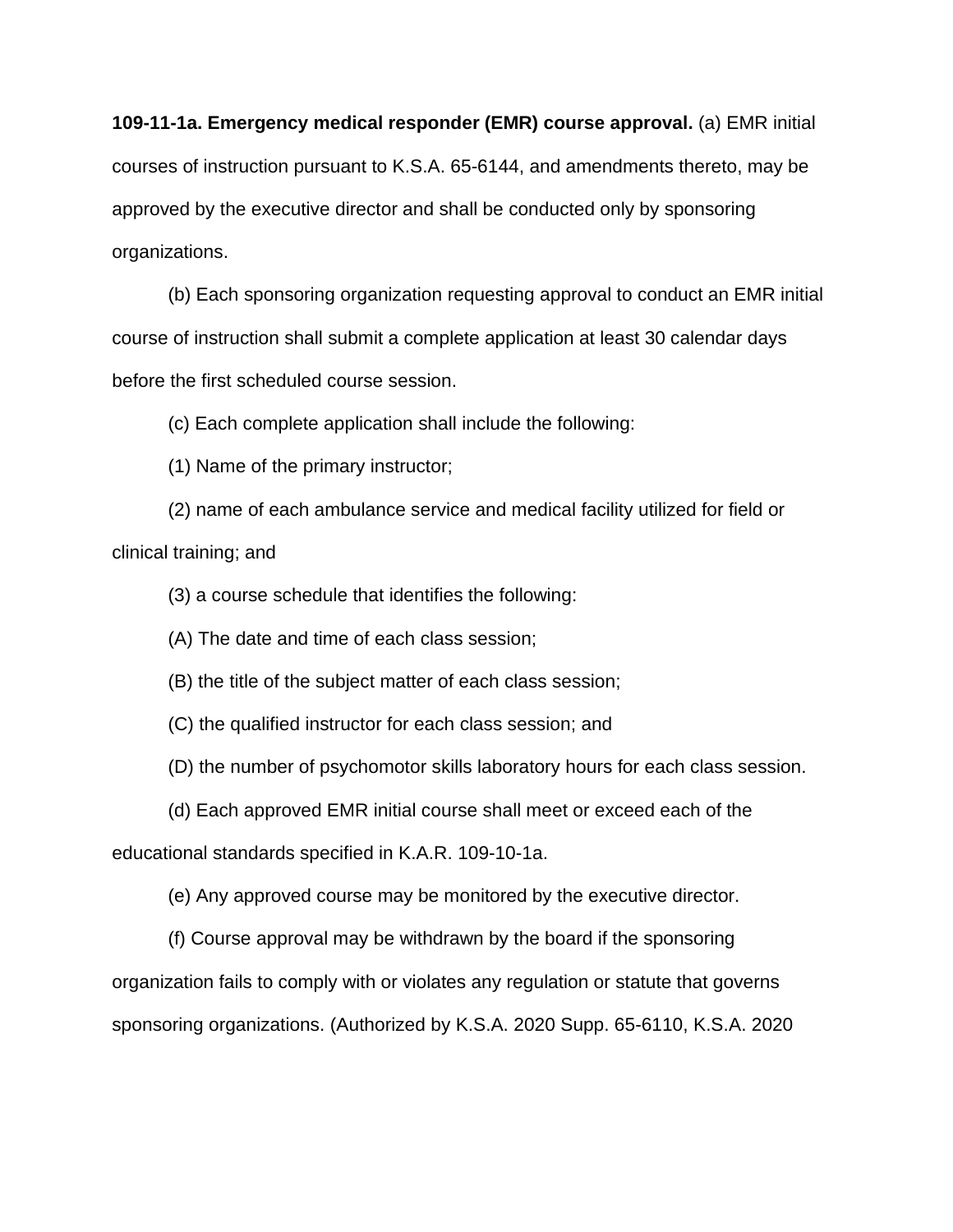**109-11-1a. Emergency medical responder (EMR) course approval.** (a) EMR initial courses of instruction pursuant to K.S.A. 65-6144, and amendments thereto, may be approved by the executive director and shall be conducted only by sponsoring organizations.

(b) Each sponsoring organization requesting approval to conduct an EMR initial course of instruction shall submit a complete application at least 30 calendar days before the first scheduled course session.

(c) Each complete application shall include the following:

(1) Name of the primary instructor;

(2) name of each ambulance service and medical facility utilized for field or clinical training; and

(3) a course schedule that identifies the following:

(A) The date and time of each class session;

(B) the title of the subject matter of each class session;

(C) the qualified instructor for each class session; and

(D) the number of psychomotor skills laboratory hours for each class session.

(d) Each approved EMR initial course shall meet or exceed each of the educational standards specified in K.A.R. 109-10-1a.

(e) Any approved course may be monitored by the executive director.

(f) Course approval may be withdrawn by the board if the sponsoring organization fails to comply with or violates any regulation or statute that governs sponsoring organizations. (Authorized by K.S.A. 2020 Supp. 65-6110, K.S.A. 2020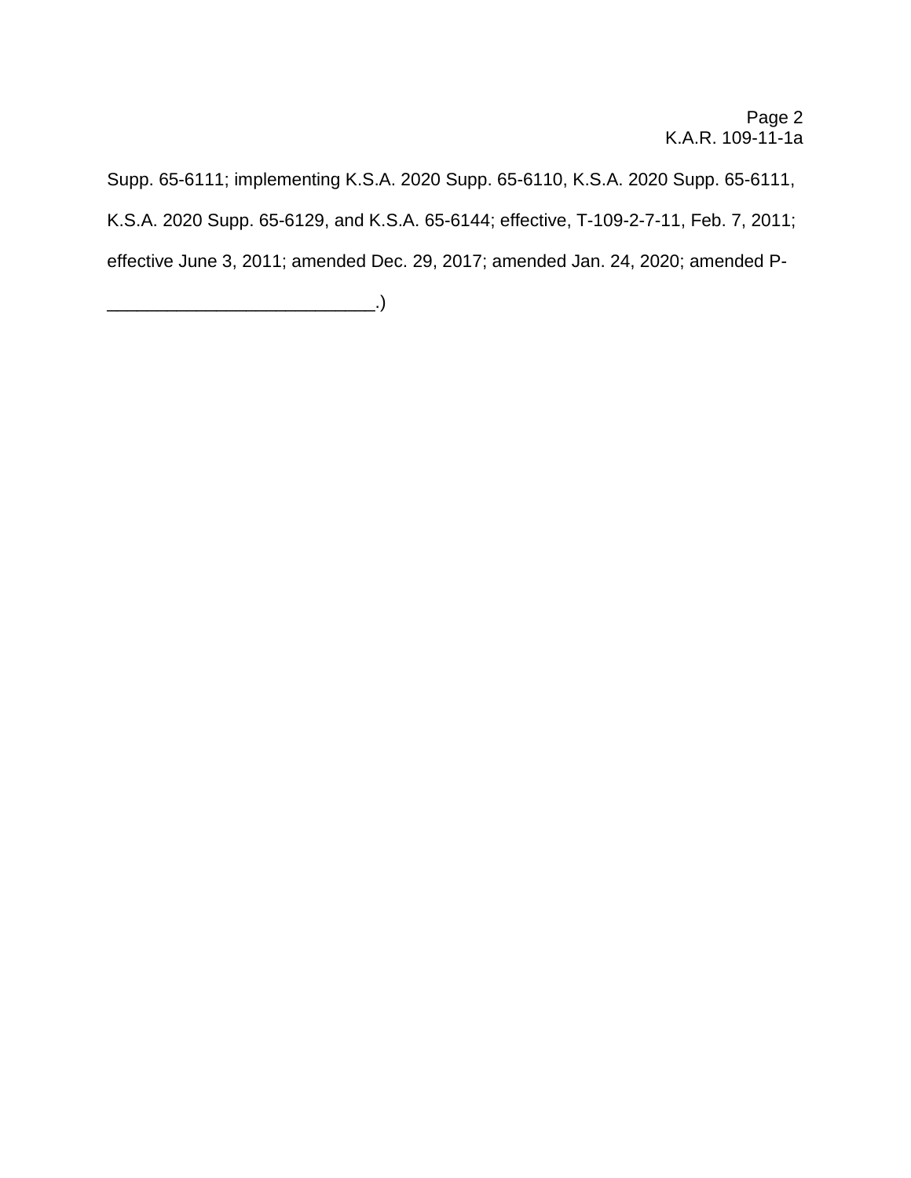Supp. 65-6111; implementing K.S.A. 2020 Supp. 65-6110, K.S.A. 2020 Supp. 65-6111, K.S.A. 2020 Supp. 65-6129, and K.S.A. 65-6144; effective, T-109-2-7-11, Feb. 7, 2011; effective June 3, 2011; amended Dec. 29, 2017; amended Jan. 24, 2020; amended P-___________________________.)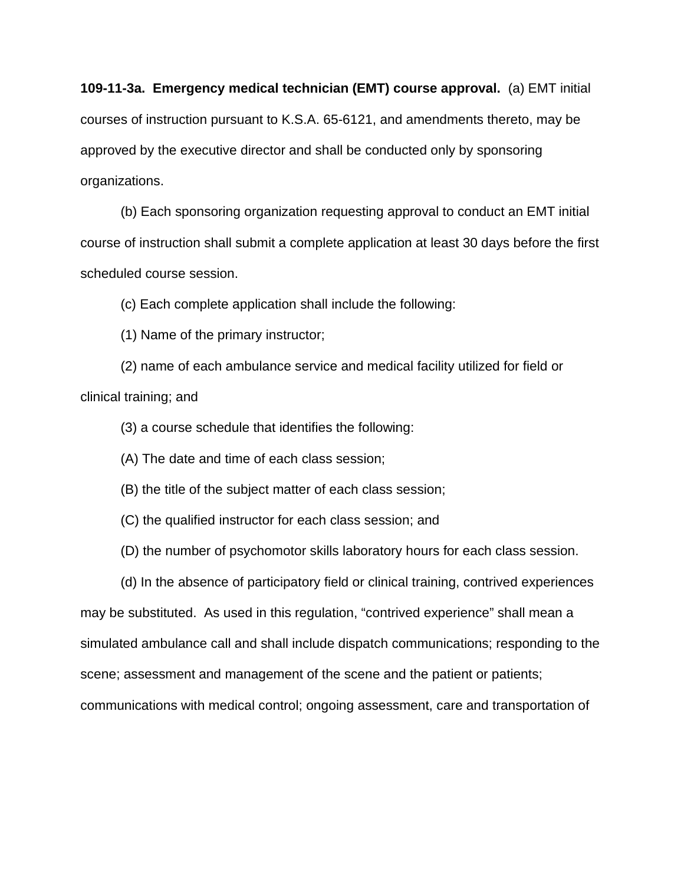**109-11-3a. Emergency medical technician (EMT) course approval.** (a) EMT initial courses of instruction pursuant to K.S.A. 65-6121, and amendments thereto, may be approved by the executive director and shall be conducted only by sponsoring organizations.

(b) Each sponsoring organization requesting approval to conduct an EMT initial course of instruction shall submit a complete application at least 30 days before the first scheduled course session.

(c) Each complete application shall include the following:

(1) Name of the primary instructor;

(2) name of each ambulance service and medical facility utilized for field or clinical training; and

(3) a course schedule that identifies the following:

(A) The date and time of each class session;

(B) the title of the subject matter of each class session;

(C) the qualified instructor for each class session; and

(D) the number of psychomotor skills laboratory hours for each class session.

(d) In the absence of participatory field or clinical training, contrived experiences may be substituted. As used in this regulation, "contrived experience" shall mean a simulated ambulance call and shall include dispatch communications; responding to the scene; assessment and management of the scene and the patient or patients; communications with medical control; ongoing assessment, care and transportation of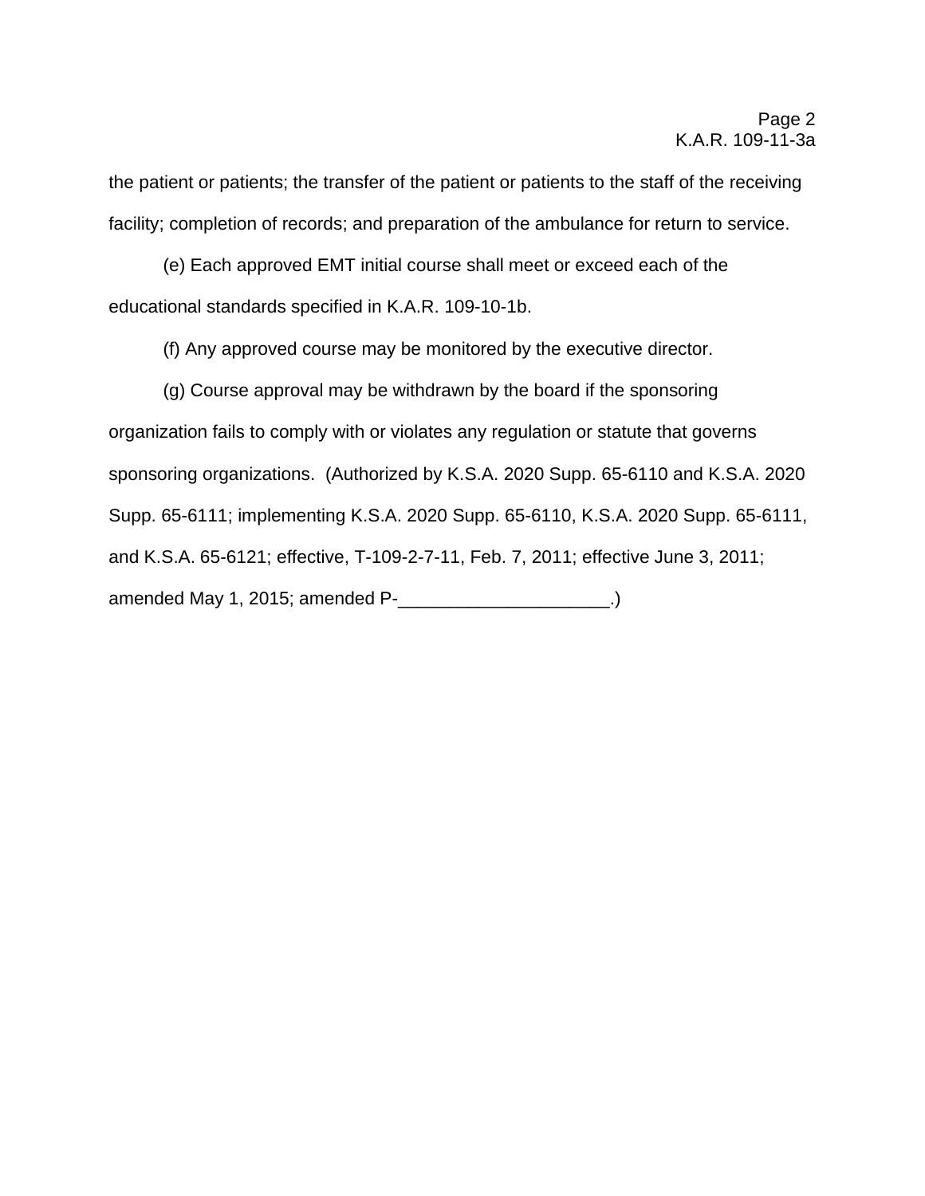the patient or patients; the transfer of the patient or patients to the staff of the receiving facility; completion of records; and preparation of the ambulance for return to service.

(e) Each approved EMT initial course shall meet or exceed each of the educational standards specified in K.A.R. 109-10-1b.

(f) Any approved course may be monitored by the executive director.

(g) Course approval may be withdrawn by the board if the sponsoring organization fails to comply with or violates any regulation or statute that governs sponsoring organizations. (Authorized by K.S.A. 2020 Supp. 65-6110 and K.S.A. 2020 Supp. 65-6111; implementing K.S.A. 2020 Supp. 65-6110, K.S.A. 2020 Supp. 65-6111, and K.S.A. 65-6121; effective, T-109-2-7-11, Feb. 7, 2011; effective June 3, 2011; amended May 1, 2015; amended P-_____________________.)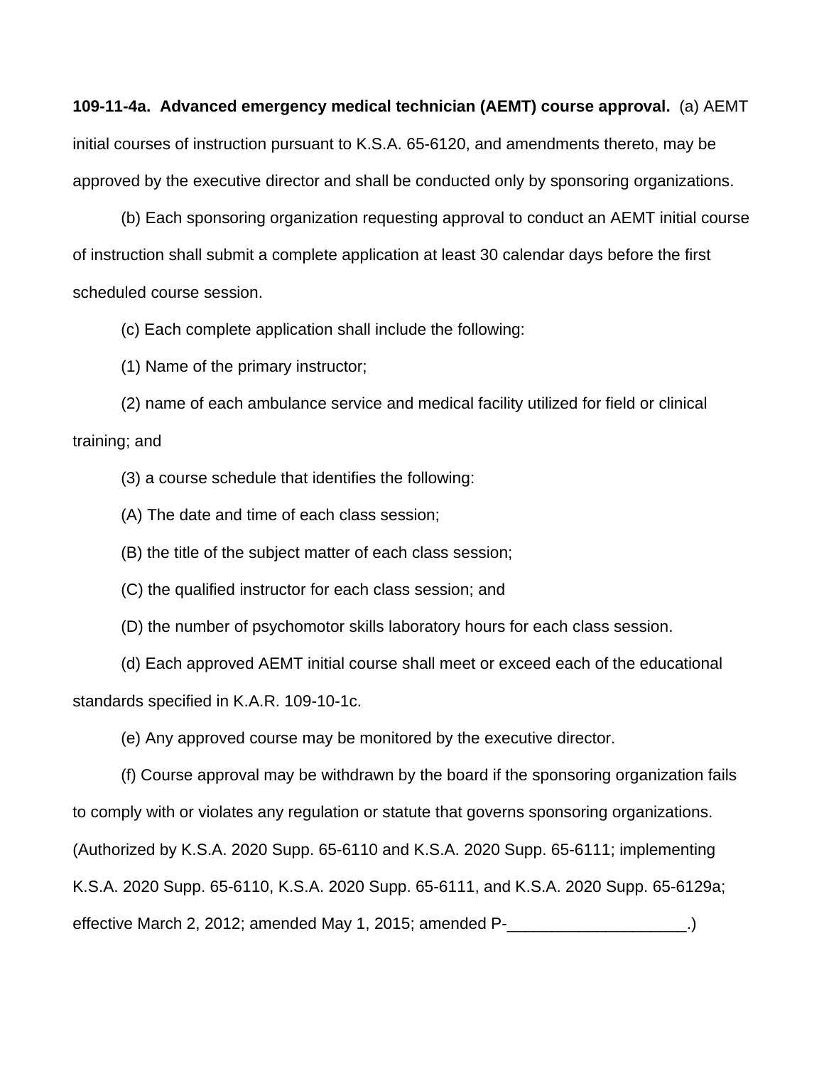**109-11-4a. Advanced emergency medical technician (AEMT) course approval.** (a) AEMT initial courses of instruction pursuant to K.S.A. 65-6120, and amendments thereto, may be approved by the executive director and shall be conducted only by sponsoring organizations.

(b) Each sponsoring organization requesting approval to conduct an AEMT initial course of instruction shall submit a complete application at least 30 calendar days before the first scheduled course session.

(c) Each complete application shall include the following:

(1) Name of the primary instructor;

(2) name of each ambulance service and medical facility utilized for field or clinical training; and

(3) a course schedule that identifies the following:

(A) The date and time of each class session;

(B) the title of the subject matter of each class session;

(C) the qualified instructor for each class session; and

(D) the number of psychomotor skills laboratory hours for each class session.

(d) Each approved AEMT initial course shall meet or exceed each of the educational standards specified in K.A.R. 109-10-1c.

(e) Any approved course may be monitored by the executive director.

(f) Course approval may be withdrawn by the board if the sponsoring organization fails to comply with or violates any regulation or statute that governs sponsoring organizations. (Authorized by K.S.A. 2020 Supp. 65-6110 and K.S.A. 2020 Supp. 65-6111; implementing K.S.A. 2020 Supp. 65-6110, K.S.A. 2020 Supp. 65-6111, and K.S.A. 2020 Supp. 65-6129a; effective March 2, 2012; amended May 1, 2015; amended P-____________________.)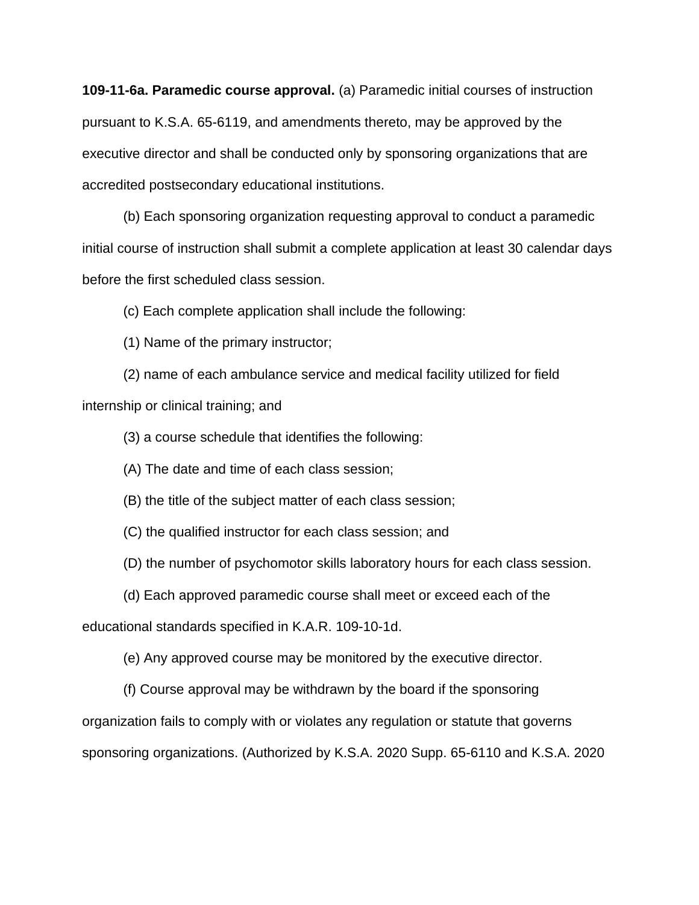**109-11-6a. Paramedic course approval.** (a) Paramedic initial courses of instruction pursuant to K.S.A. 65-6119, and amendments thereto, may be approved by the executive director and shall be conducted only by sponsoring organizations that are accredited postsecondary educational institutions.

(b) Each sponsoring organization requesting approval to conduct a paramedic initial course of instruction shall submit a complete application at least 30 calendar days before the first scheduled class session.

(c) Each complete application shall include the following:

(1) Name of the primary instructor;

(2) name of each ambulance service and medical facility utilized for field internship or clinical training; and

(3) a course schedule that identifies the following:

(A) The date and time of each class session;

(B) the title of the subject matter of each class session;

(C) the qualified instructor for each class session; and

(D) the number of psychomotor skills laboratory hours for each class session.

(d) Each approved paramedic course shall meet or exceed each of the educational standards specified in K.A.R. 109-10-1d.

(e) Any approved course may be monitored by the executive director.

(f) Course approval may be withdrawn by the board if the sponsoring organization fails to comply with or violates any regulation or statute that governs sponsoring organizations. (Authorized by K.S.A. 2020 Supp. 65-6110 and K.S.A. 2020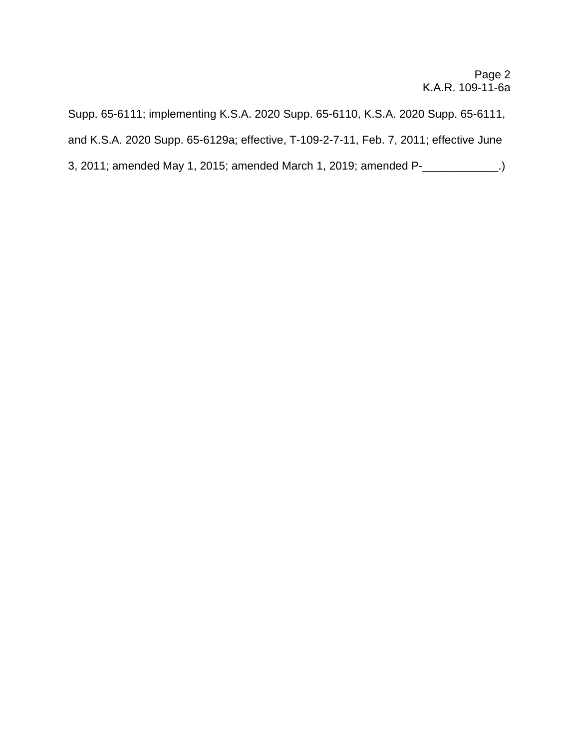Supp. 65-6111; implementing K.S.A. 2020 Supp. 65-6110, K.S.A. 2020 Supp. 65-6111, and K.S.A. 2020 Supp. 65-6129a; effective, T-109-2-7-11, Feb. 7, 2011; effective June 3, 2011; amended May 1, 2015; amended March 1, 2019; amended P-____________.)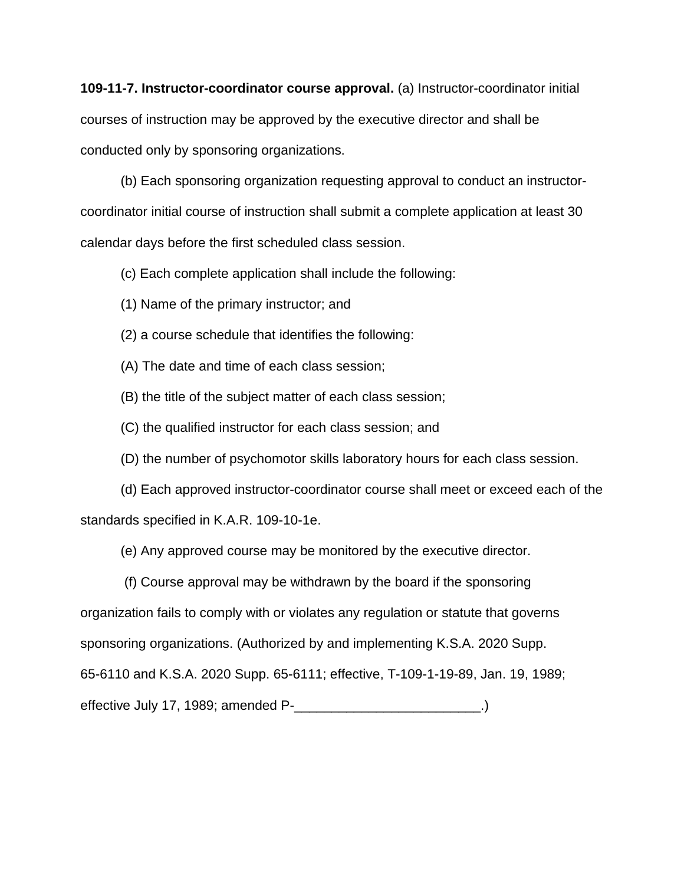**109-11-7. Instructor-coordinator course approval.** (a) Instructor-coordinator initial courses of instruction may be approved by the executive director and shall be conducted only by sponsoring organizations.

(b) Each sponsoring organization requesting approval to conduct an instructor-coordinator initial course of instruction shall submit a complete application at least 30 calendar days before the first scheduled class session.

(c) Each complete application shall include the following:

(1) Name of the primary instructor; and

(2) a course schedule that identifies the following:

(A) The date and time of each class session;

(B) the title of the subject matter of each class session;

(C) the qualified instructor for each class session; and

(D) the number of psychomotor skills laboratory hours for each class session.

(d) Each approved instructor-coordinator course shall meet or exceed each of the standards specified in K.A.R. 109-10-1e.

(e) Any approved course may be monitored by the executive director.

(f) Course approval may be withdrawn by the board if the sponsoring organization fails to comply with or violates any regulation or statute that governs sponsoring organizations. (Authorized by and implementing K.S.A. 2020 Supp. 65-6110 and K.S.A. 2020 Supp. 65-6111; effective, T-109-1-19-89, Jan. 19, 1989; effective July 17, 1989; amended P-_________________________.)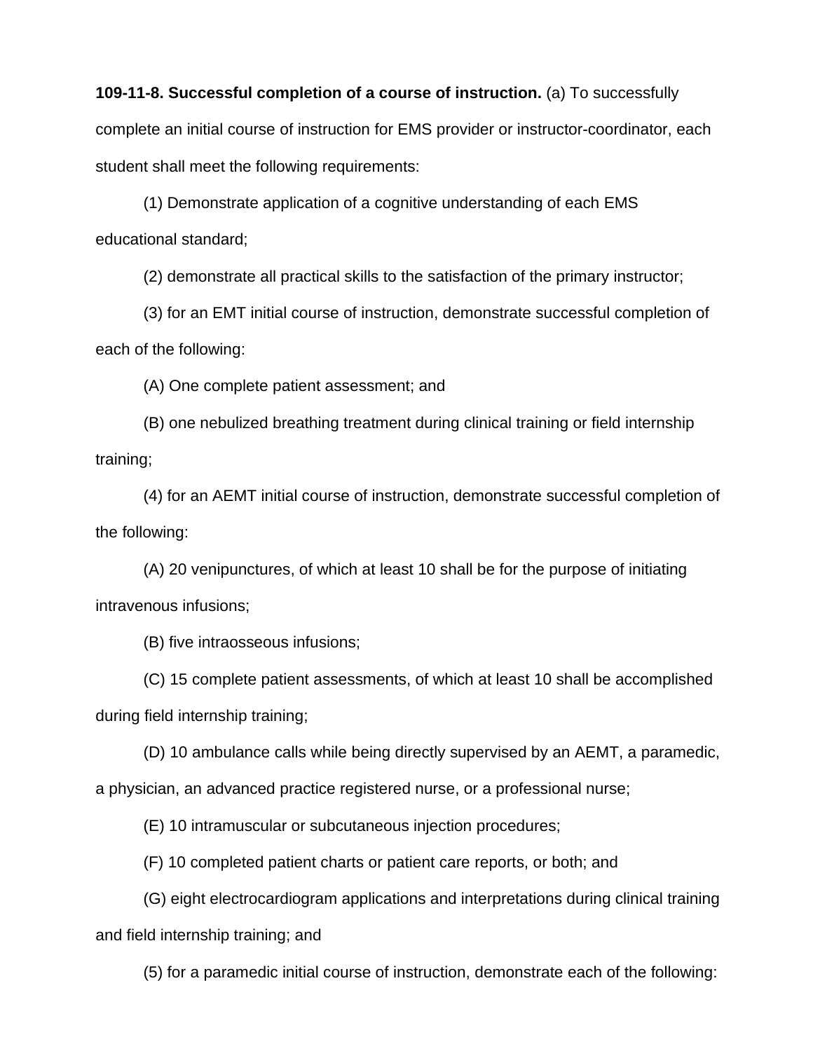**109-11-8. Successful completion of a course of instruction.** (a) To successfully complete an initial course of instruction for EMS provider or instructor-coordinator, each student shall meet the following requirements:

(1) Demonstrate application of a cognitive understanding of each EMS educational standard;

(2) demonstrate all practical skills to the satisfaction of the primary instructor;

(3) for an EMT initial course of instruction, demonstrate successful completion of each of the following:

(A) One complete patient assessment; and

(B) one nebulized breathing treatment during clinical training or field internship training;

(4) for an AEMT initial course of instruction, demonstrate successful completion of the following:

(A) 20 venipunctures, of which at least 10 shall be for the purpose of initiating intravenous infusions;

(B) five intraosseous infusions;

(C) 15 complete patient assessments, of which at least 10 shall be accomplished during field internship training;

(D) 10 ambulance calls while being directly supervised by an AEMT, a paramedic, a physician, an advanced practice registered nurse, or a professional nurse;

(E) 10 intramuscular or subcutaneous injection procedures;

(F) 10 completed patient charts or patient care reports, or both; and

(G) eight electrocardiogram applications and interpretations during clinical training and field internship training; and

(5) for a paramedic initial course of instruction, demonstrate each of the following: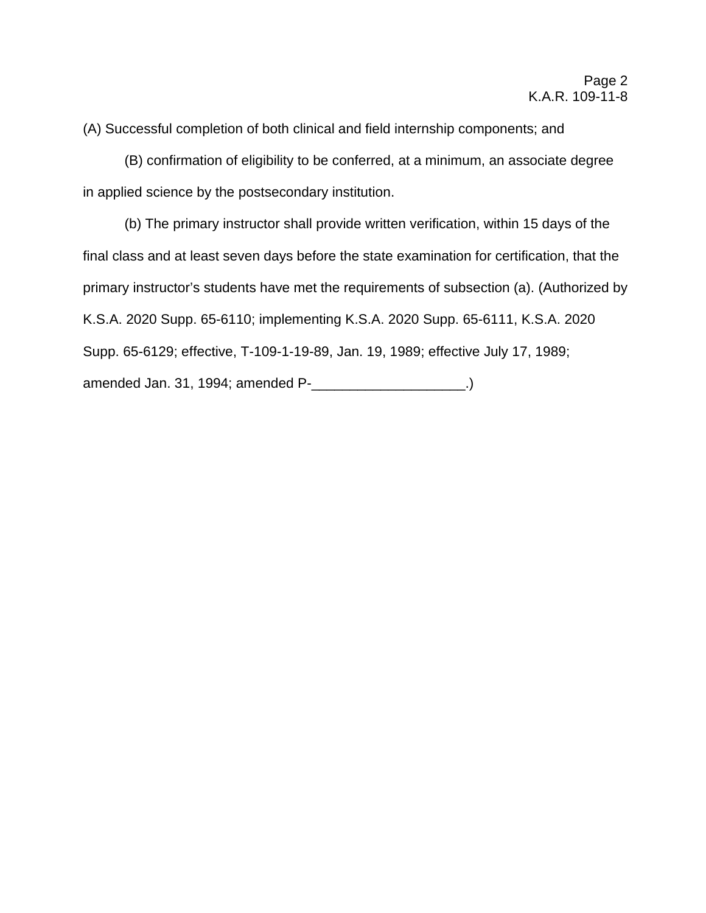(A) Successful completion of both clinical and field internship components; and

(B) confirmation of eligibility to be conferred, at a minimum, an associate degree in applied science by the postsecondary institution.

(b) The primary instructor shall provide written verification, within 15 days of the final class and at least seven days before the state examination for certification, that the primary instructor's students have met the requirements of subsection (a). (Authorized by K.S.A. 2020 Supp. 65-6110; implementing K.S.A. 2020 Supp. 65-6111, K.S.A. 2020 Supp. 65-6129; effective, T-109-1-19-89, Jan. 19, 1989; effective July 17, 1989; amended Jan. 31, 1994; amended P-____________________.)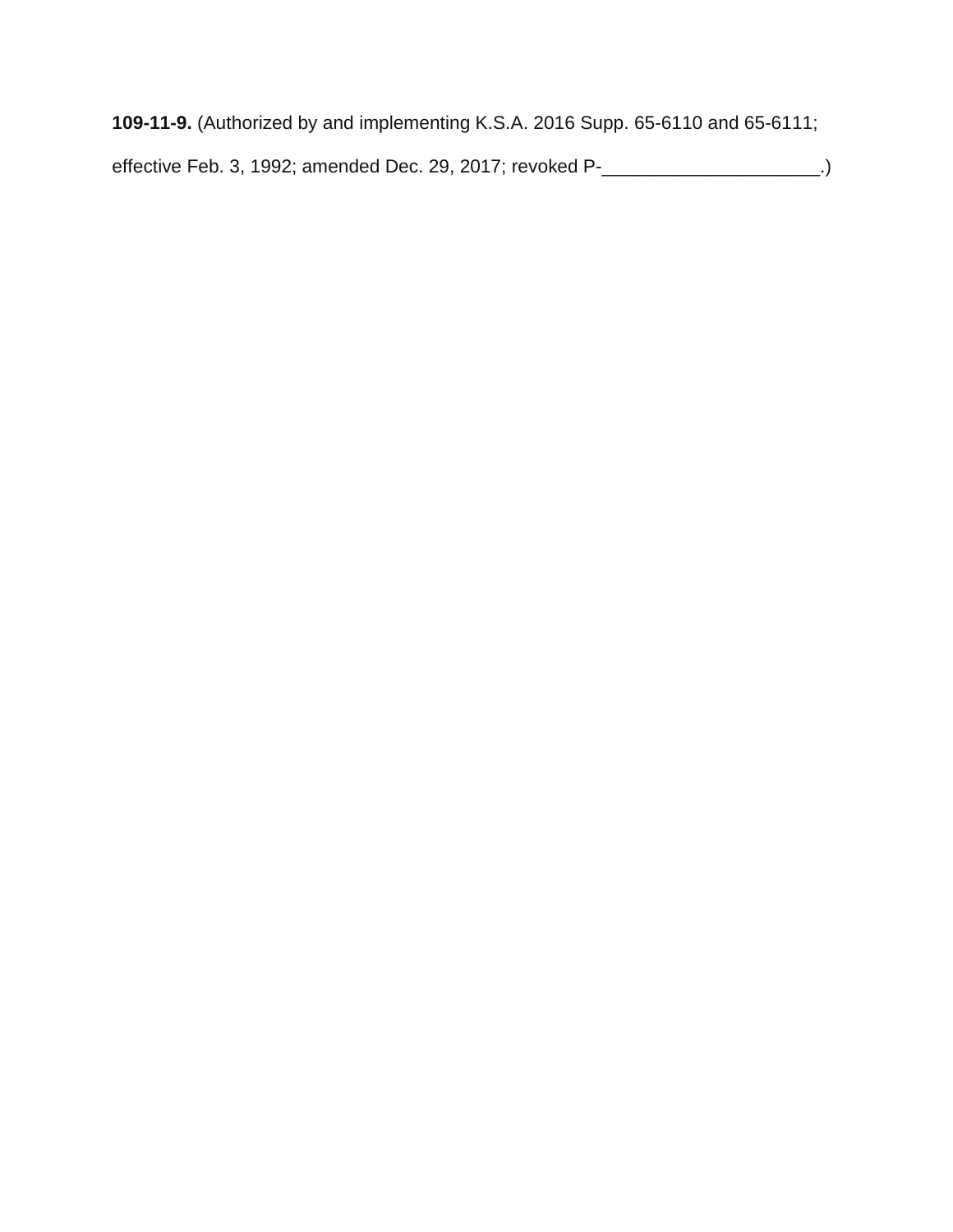**109-11-9.** (Authorized by and implementing K.S.A. 2016 Supp. 65-6110 and 65-6111; effective Feb. 3, 1992; amended Dec. 29, 2017; revoked P-_____________________.)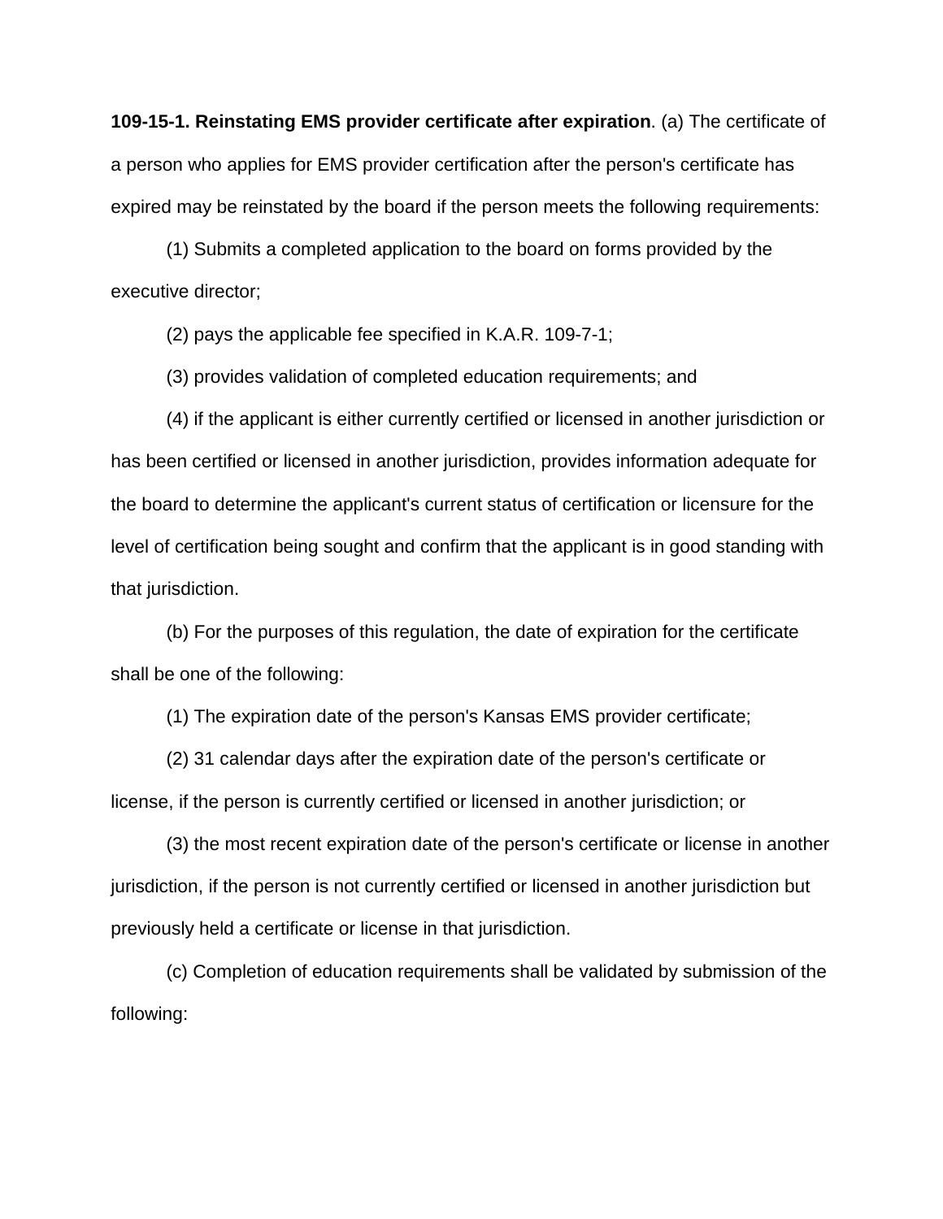**109-15-1. Reinstating EMS provider certificate after expiration**. (a) The certificate of a person who applies for EMS provider certification after the person's certificate has expired may be reinstated by the board if the person meets the following requirements:

(1) Submits a completed application to the board on forms provided by the executive director;

(2) pays the applicable fee specified in K.A.R. 109-7-1;

(3) provides validation of completed education requirements; and

(4) if the applicant is either currently certified or licensed in another jurisdiction or has been certified or licensed in another jurisdiction, provides information adequate for the board to determine the applicant's current status of certification or licensure for the level of certification being sought and confirm that the applicant is in good standing with that jurisdiction.

(b) For the purposes of this regulation, the date of expiration for the certificate shall be one of the following:

(1) The expiration date of the person's Kansas EMS provider certificate;

(2) 31 calendar days after the expiration date of the person's certificate or license, if the person is currently certified or licensed in another jurisdiction; or

(3) the most recent expiration date of the person's certificate or license in another jurisdiction, if the person is not currently certified or licensed in another jurisdiction but previously held a certificate or license in that jurisdiction.

(c) Completion of education requirements shall be validated by submission of the following: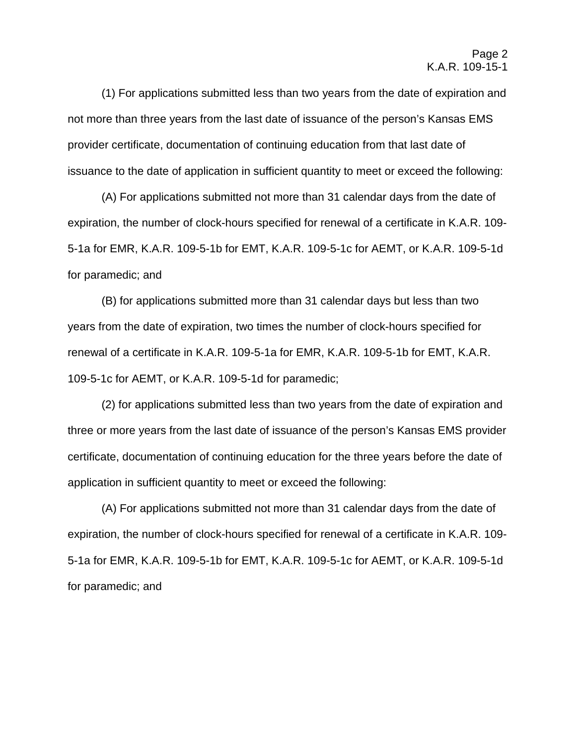(1) For applications submitted less than two years from the date of expiration and not more than three years from the last date of issuance of the person's Kansas EMS provider certificate, documentation of continuing education from that last date of issuance to the date of application in sufficient quantity to meet or exceed the following:

(A) For applications submitted not more than 31 calendar days from the date of expiration, the number of clock-hours specified for renewal of a certificate in K.A.R. 109-5-1a for EMR, K.A.R. 109-5-1b for EMT, K.A.R. 109-5-1c for AEMT, or K.A.R. 109-5-1d for paramedic; and

(B) for applications submitted more than 31 calendar days but less than two years from the date of expiration, two times the number of clock-hours specified for renewal of a certificate in K.A.R. 109-5-1a for EMR, K.A.R. 109-5-1b for EMT, K.A.R. 109-5-1c for AEMT, or K.A.R. 109-5-1d for paramedic;

(2) for applications submitted less than two years from the date of expiration and three or more years from the last date of issuance of the person's Kansas EMS provider certificate, documentation of continuing education for the three years before the date of application in sufficient quantity to meet or exceed the following:

(A) For applications submitted not more than 31 calendar days from the date of expiration, the number of clock-hours specified for renewal of a certificate in K.A.R. 109-5-1a for EMR, K.A.R. 109-5-1b for EMT, K.A.R. 109-5-1c for AEMT, or K.A.R. 109-5-1d for paramedic; and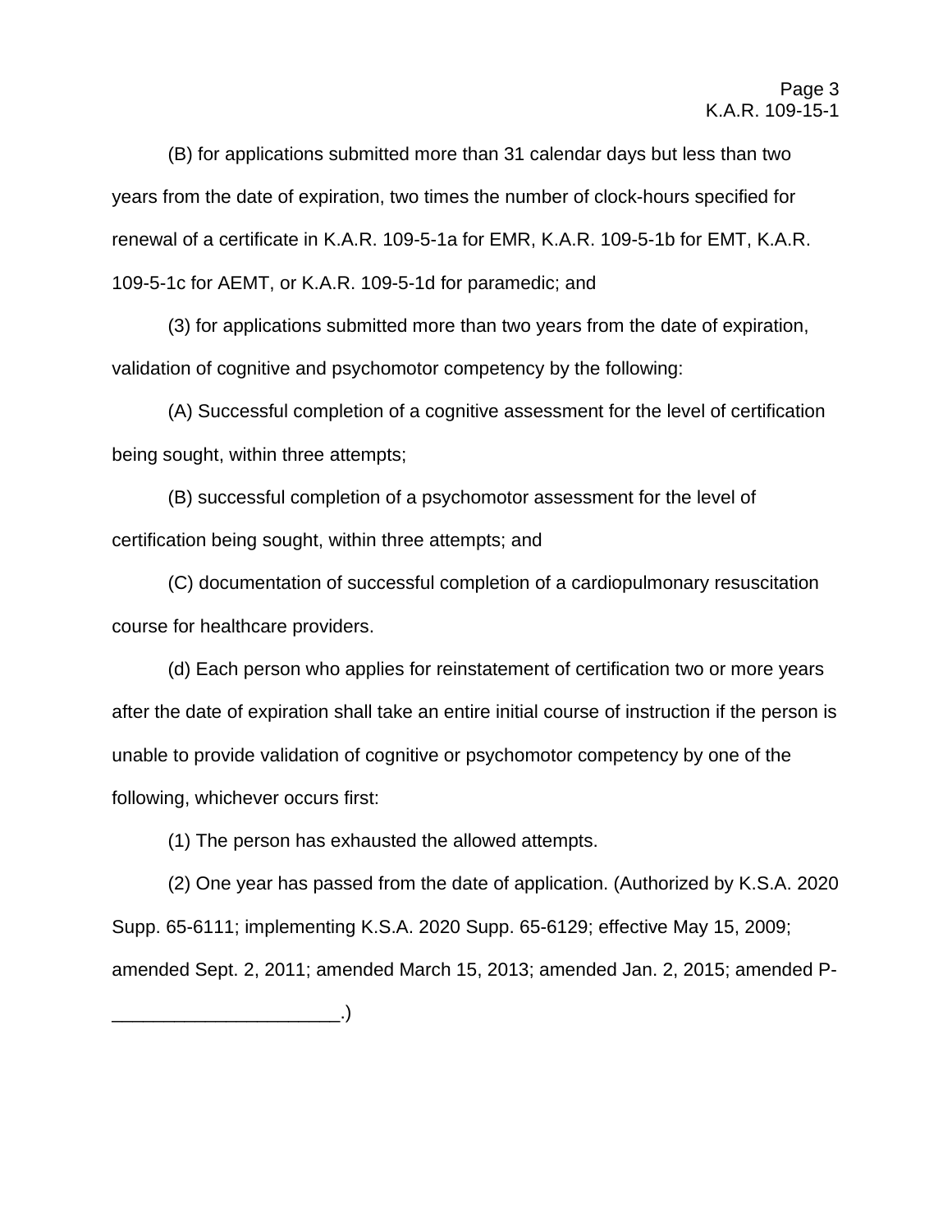(B) for applications submitted more than 31 calendar days but less than two years from the date of expiration, two times the number of clock-hours specified for renewal of a certificate in K.A.R. 109-5-1a for EMR, K.A.R. 109-5-1b for EMT, K.A.R. 109-5-1c for AEMT, or K.A.R. 109-5-1d for paramedic; and

(3) for applications submitted more than two years from the date of expiration, validation of cognitive and psychomotor competency by the following:

(A) Successful completion of a cognitive assessment for the level of certification being sought, within three attempts;

(B) successful completion of a psychomotor assessment for the level of certification being sought, within three attempts; and

(C) documentation of successful completion of a cardiopulmonary resuscitation course for healthcare providers.

(d) Each person who applies for reinstatement of certification two or more years after the date of expiration shall take an entire initial course of instruction if the person is unable to provide validation of cognitive or psychomotor competency by one of the following, whichever occurs first:

(1) The person has exhausted the allowed attempts.

(2) One year has passed from the date of application. (Authorized by K.S.A. 2020 Supp. 65-6111; implementing K.S.A. 2020 Supp. 65-6129; effective May 15, 2009; amended Sept. 2, 2011; amended March 15, 2013; amended Jan. 2, 2015; amended P-_____________________.)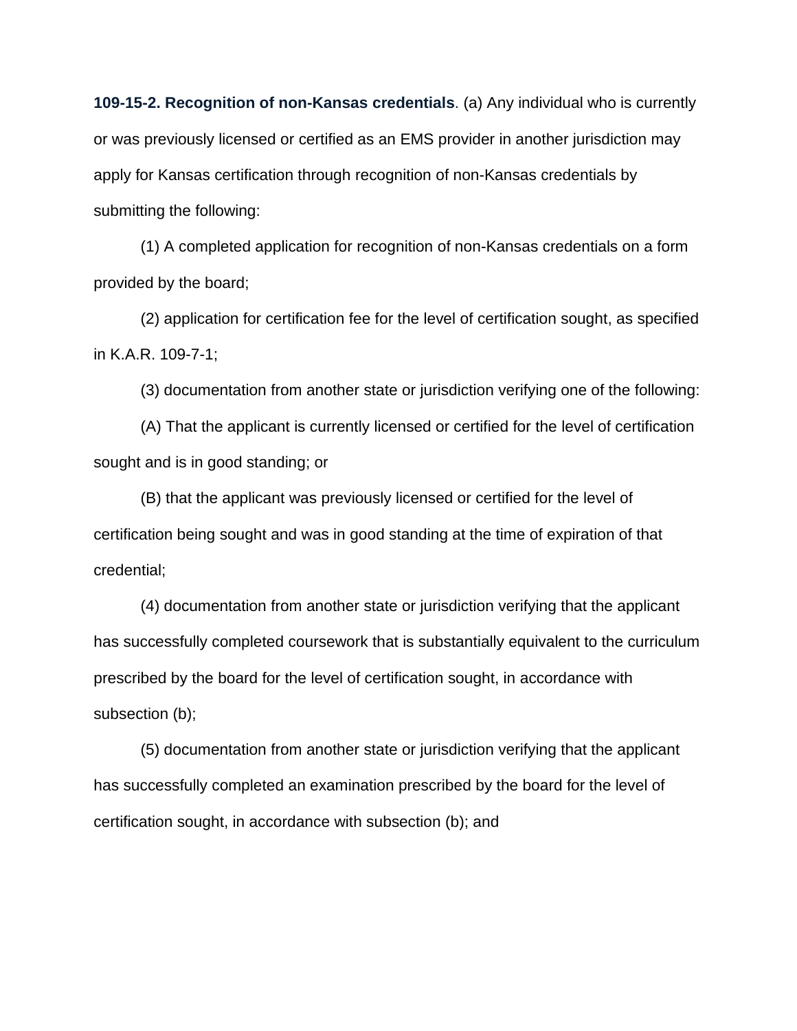**109-15-2. Recognition of non-Kansas credentials**. (a) Any individual who is currently or was previously licensed or certified as an EMS provider in another jurisdiction may apply for Kansas certification through recognition of non-Kansas credentials by submitting the following:

(1) A completed application for recognition of non-Kansas credentials on a form provided by the board;

(2) application for certification fee for the level of certification sought, as specified in K.A.R. 109-7-1;

(3) documentation from another state or jurisdiction verifying one of the following:

(A) That the applicant is currently licensed or certified for the level of certification sought and is in good standing; or

(B) that the applicant was previously licensed or certified for the level of certification being sought and was in good standing at the time of expiration of that credential;

(4) documentation from another state or jurisdiction verifying that the applicant has successfully completed coursework that is substantially equivalent to the curriculum prescribed by the board for the level of certification sought, in accordance with subsection (b);

(5) documentation from another state or jurisdiction verifying that the applicant has successfully completed an examination prescribed by the board for the level of certification sought, in accordance with subsection (b); and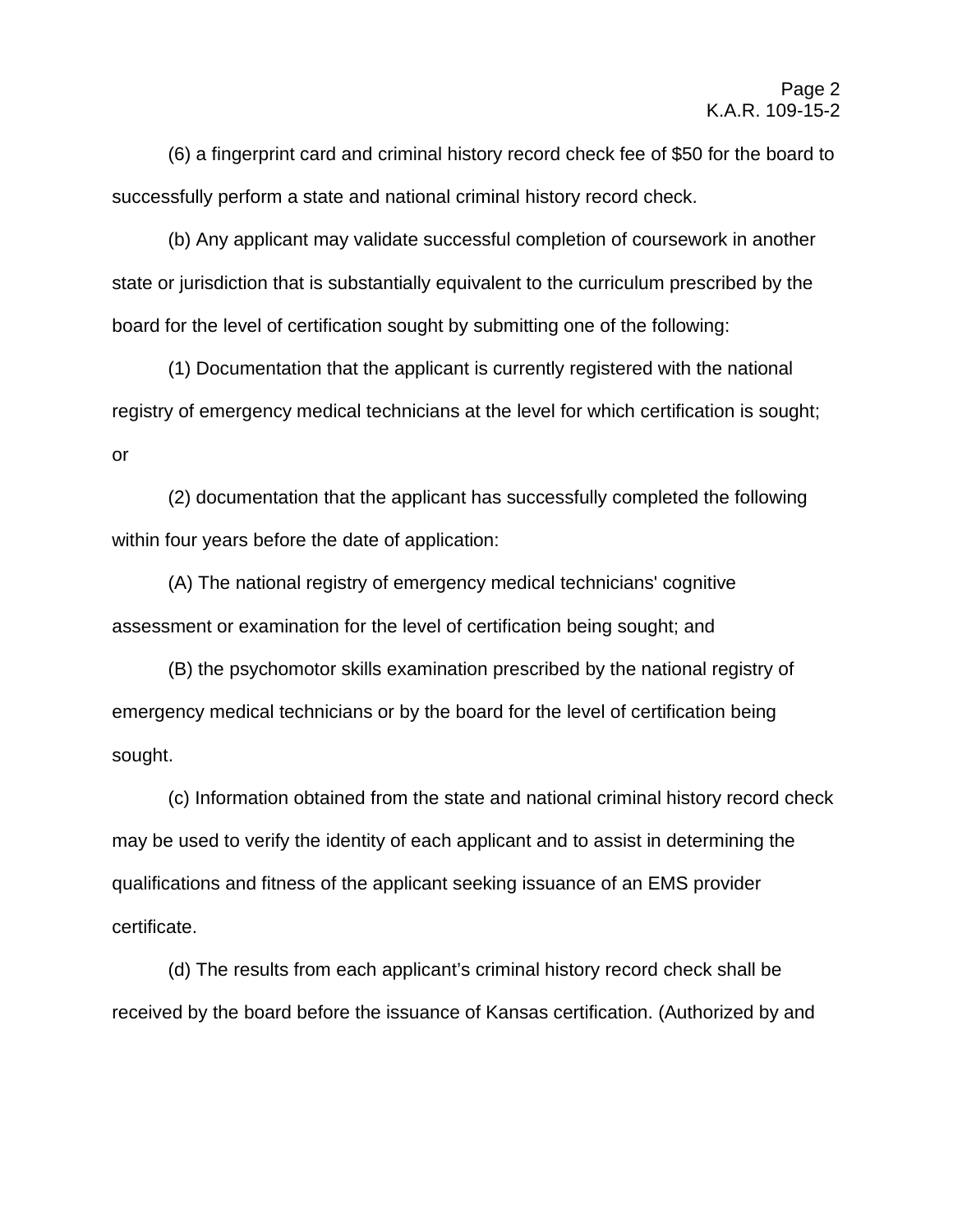(6) a fingerprint card and criminal history record check fee of $50 for the board to successfully perform a state and national criminal history record check.

(b) Any applicant may validate successful completion of coursework in another state or jurisdiction that is substantially equivalent to the curriculum prescribed by the board for the level of certification sought by submitting one of the following:

(1) Documentation that the applicant is currently registered with the national registry of emergency medical technicians at the level for which certification is sought; or

(2) documentation that the applicant has successfully completed the following within four years before the date of application:

(A) The national registry of emergency medical technicians' cognitive assessment or examination for the level of certification being sought; and

(B) the psychomotor skills examination prescribed by the national registry of emergency medical technicians or by the board for the level of certification being sought.

(c) Information obtained from the state and national criminal history record check may be used to verify the identity of each applicant and to assist in determining the qualifications and fitness of the applicant seeking issuance of an EMS provider certificate.

(d) The results from each applicant's criminal history record check shall be received by the board before the issuance of Kansas certification. (Authorized by and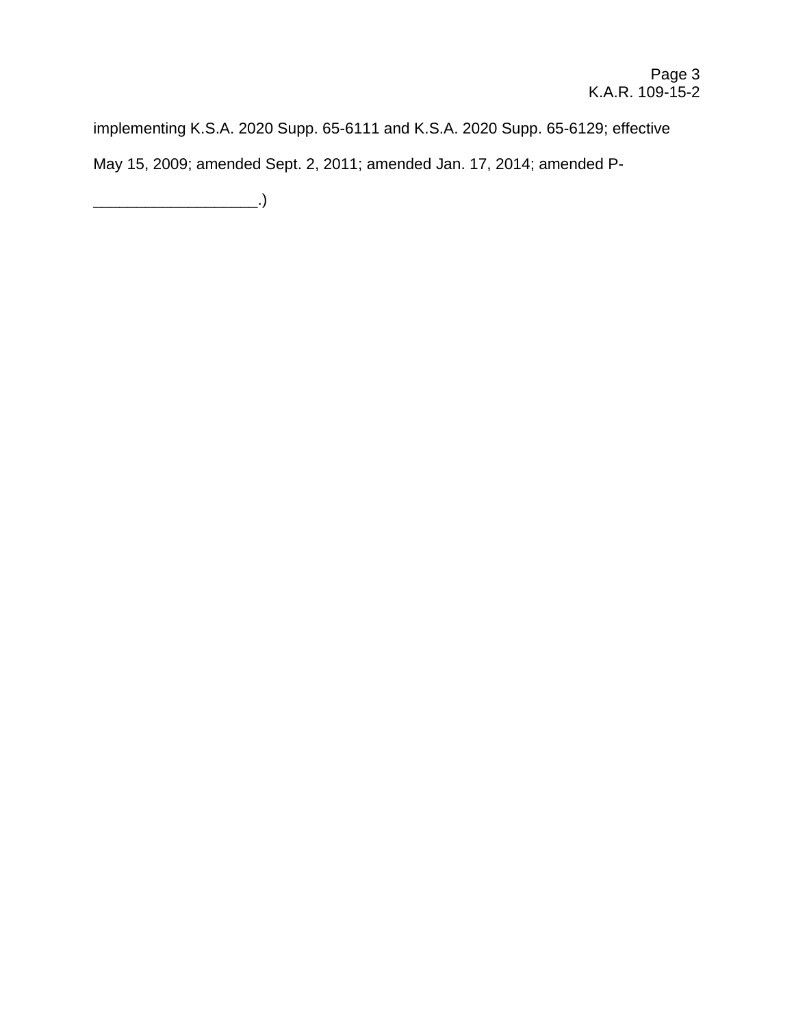implementing K.S.A. 2020 Supp. 65-6111 and K.S.A. 2020 Supp. 65-6129; effective May 15, 2009; amended Sept. 2, 2011; amended Jan. 17, 2014; amended P-___________________.)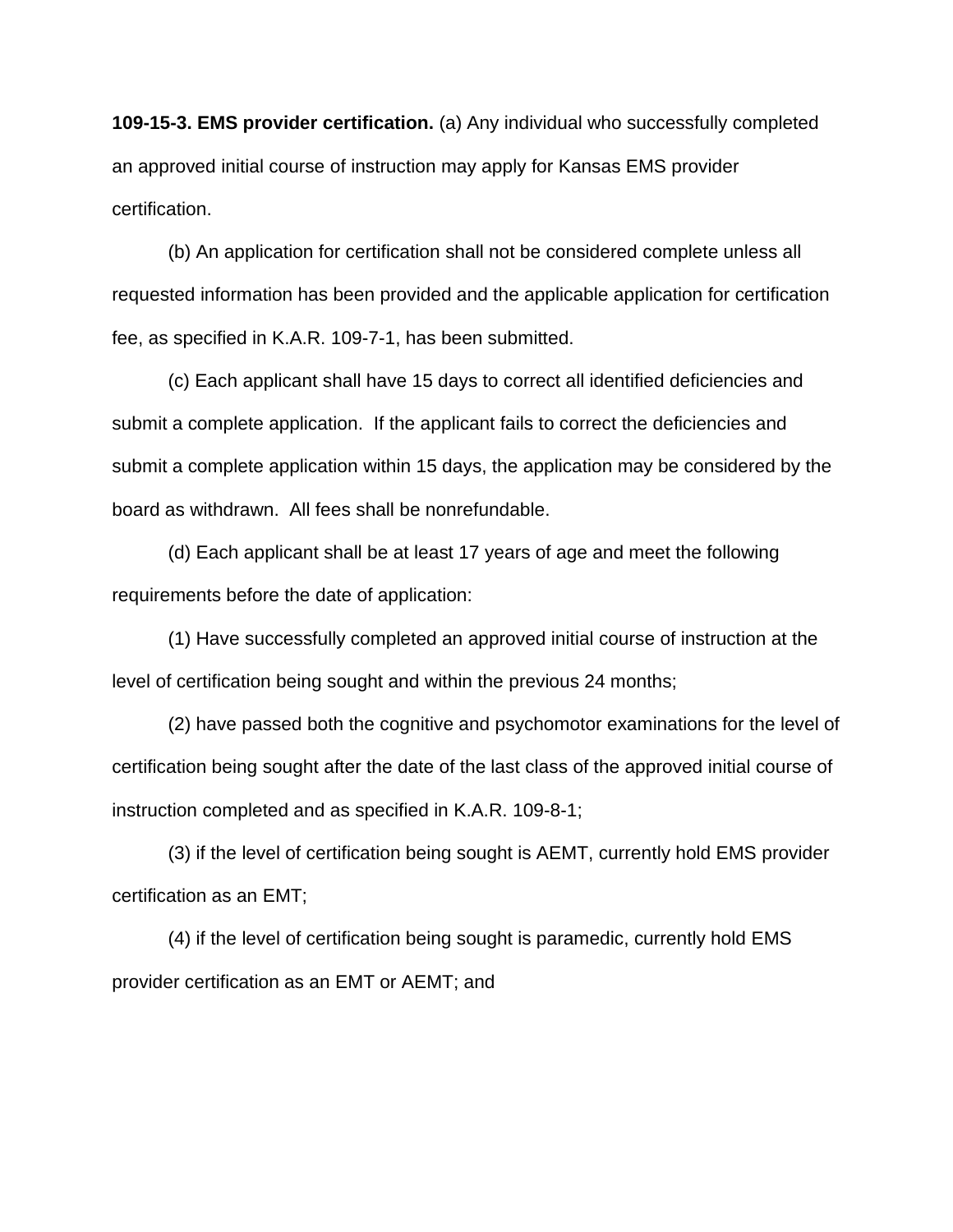**109-15-3. EMS provider certification.** (a) Any individual who successfully completed an approved initial course of instruction may apply for Kansas EMS provider certification.

(b) An application for certification shall not be considered complete unless all requested information has been provided and the applicable application for certification fee, as specified in K.A.R. 109-7-1, has been submitted.

(c) Each applicant shall have 15 days to correct all identified deficiencies and submit a complete application. If the applicant fails to correct the deficiencies and submit a complete application within 15 days, the application may be considered by the board as withdrawn. All fees shall be nonrefundable.

(d) Each applicant shall be at least 17 years of age and meet the following requirements before the date of application:

(1) Have successfully completed an approved initial course of instruction at the level of certification being sought and within the previous 24 months;

(2) have passed both the cognitive and psychomotor examinations for the level of certification being sought after the date of the last class of the approved initial course of instruction completed and as specified in K.A.R. 109-8-1;

(3) if the level of certification being sought is AEMT, currently hold EMS provider certification as an EMT;

(4) if the level of certification being sought is paramedic, currently hold EMS provider certification as an EMT or AEMT; and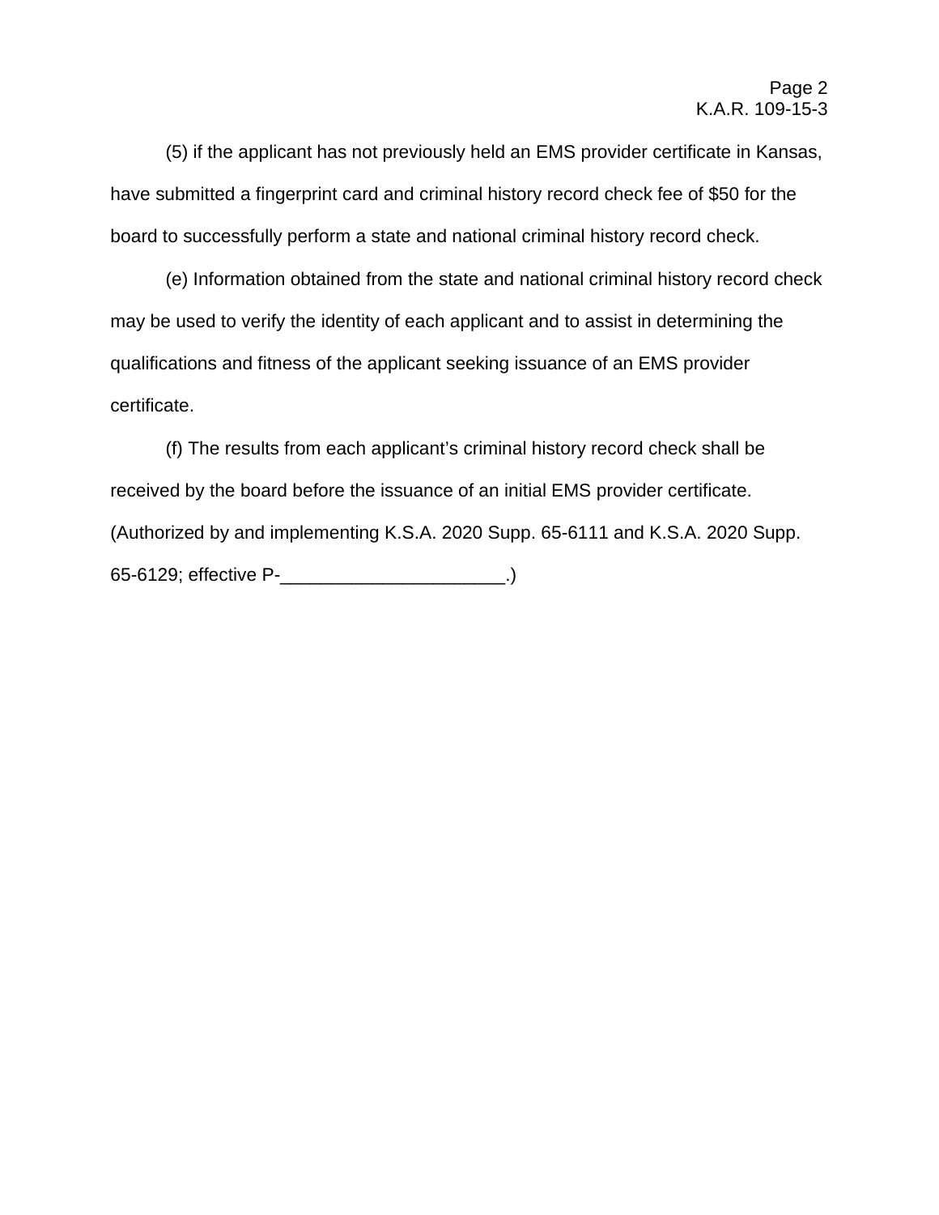(5) if the applicant has not previously held an EMS provider certificate in Kansas, have submitted a fingerprint card and criminal history record check fee of $50 for the board to successfully perform a state and national criminal history record check.

(e) Information obtained from the state and national criminal history record check may be used to verify the identity of each applicant and to assist in determining the qualifications and fitness of the applicant seeking issuance of an EMS provider certificate.

(f) The results from each applicant's criminal history record check shall be received by the board before the issuance of an initial EMS provider certificate. (Authorized by and implementing K.S.A. 2020 Supp. 65-6111 and K.S.A. 2020 Supp. 65-6129; effective P-______________________.)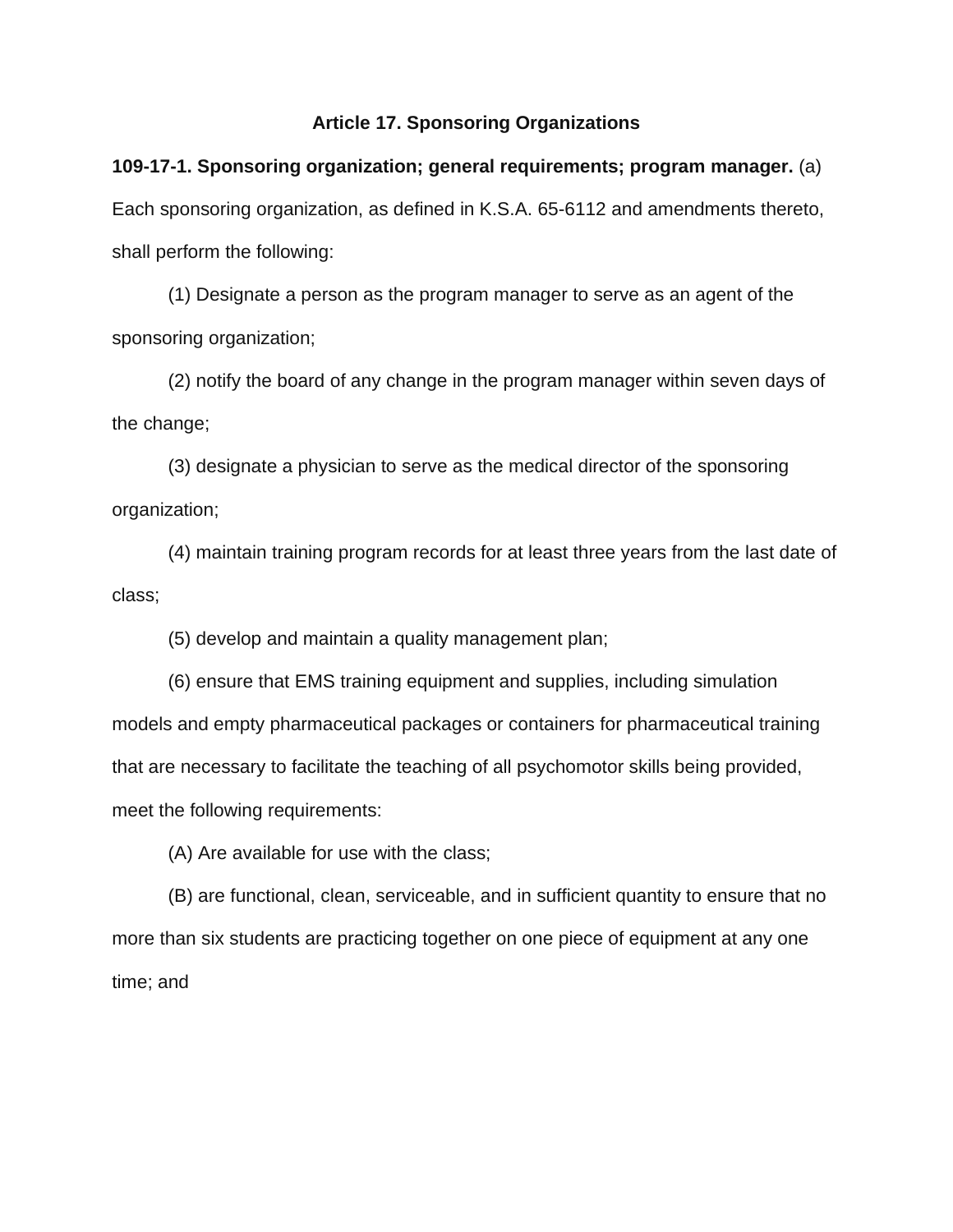## Article 17. Sponsoring Organizations

**109-17-1. Sponsoring organization; general requirements; program manager.** (a) Each sponsoring organization, as defined in K.S.A. 65-6112 and amendments thereto, shall perform the following:

(1) Designate a person as the program manager to serve as an agent of the sponsoring organization;

(2) notify the board of any change in the program manager within seven days of the change;

(3) designate a physician to serve as the medical director of the sponsoring organization;

(4) maintain training program records for at least three years from the last date of class;

(5) develop and maintain a quality management plan;

(6) ensure that EMS training equipment and supplies, including simulation models and empty pharmaceutical packages or containers for pharmaceutical training that are necessary to facilitate the teaching of all psychomotor skills being provided, meet the following requirements:

(A) Are available for use with the class;

(B) are functional, clean, serviceable, and in sufficient quantity to ensure that no more than six students are practicing together on one piece of equipment at any one time; and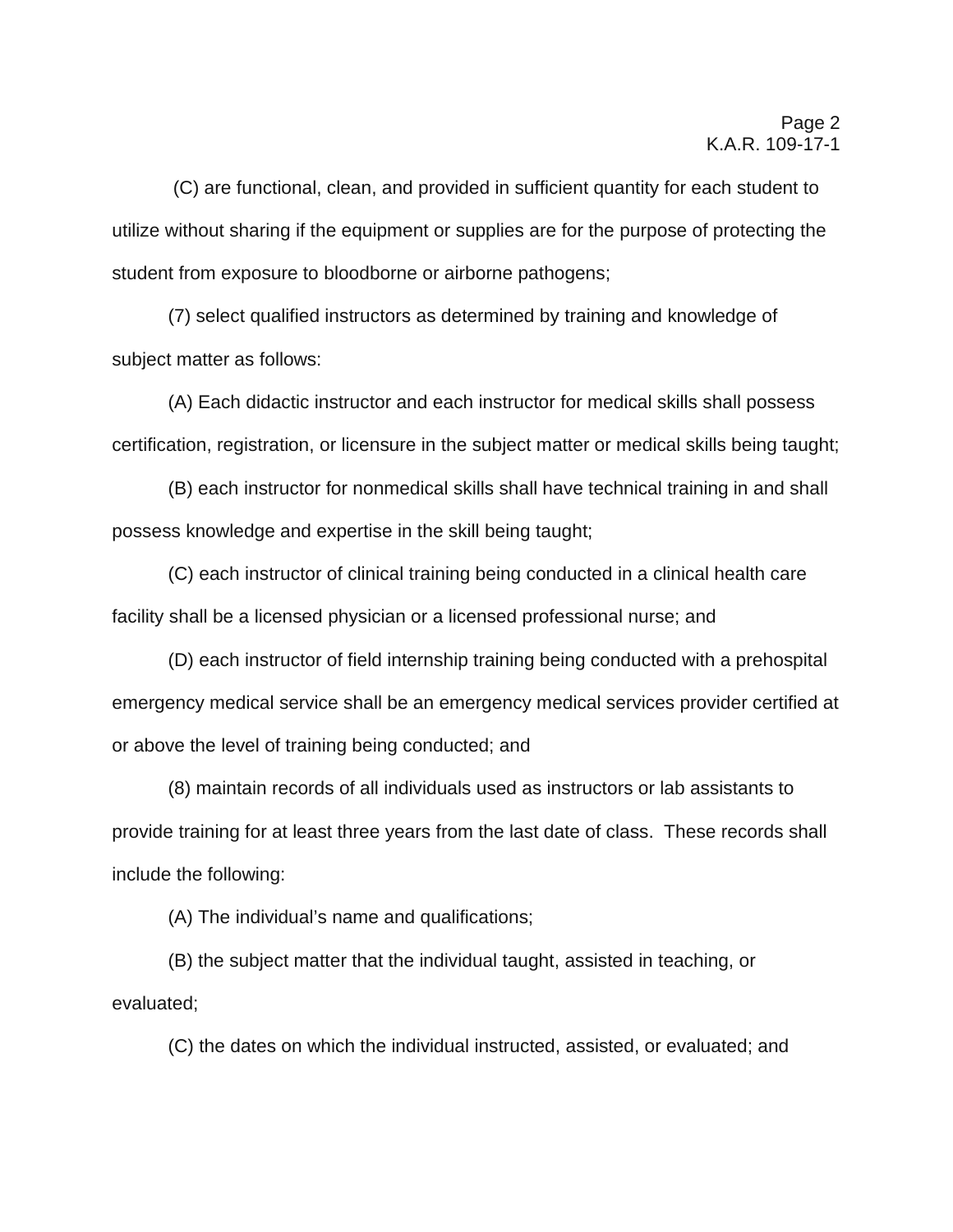(C) are functional, clean, and provided in sufficient quantity for each student to utilize without sharing if the equipment or supplies are for the purpose of protecting the student from exposure to bloodborne or airborne pathogens;

(7) select qualified instructors as determined by training and knowledge of subject matter as follows:

(A) Each didactic instructor and each instructor for medical skills shall possess certification, registration, or licensure in the subject matter or medical skills being taught;

(B) each instructor for nonmedical skills shall have technical training in and shall possess knowledge and expertise in the skill being taught;

(C) each instructor of clinical training being conducted in a clinical health care facility shall be a licensed physician or a licensed professional nurse; and

(D) each instructor of field internship training being conducted with a prehospital emergency medical service shall be an emergency medical services provider certified at or above the level of training being conducted; and

(8) maintain records of all individuals used as instructors or lab assistants to provide training for at least three years from the last date of class. These records shall include the following:

(A) The individual's name and qualifications;

(B) the subject matter that the individual taught, assisted in teaching, or evaluated;

(C) the dates on which the individual instructed, assisted, or evaluated; and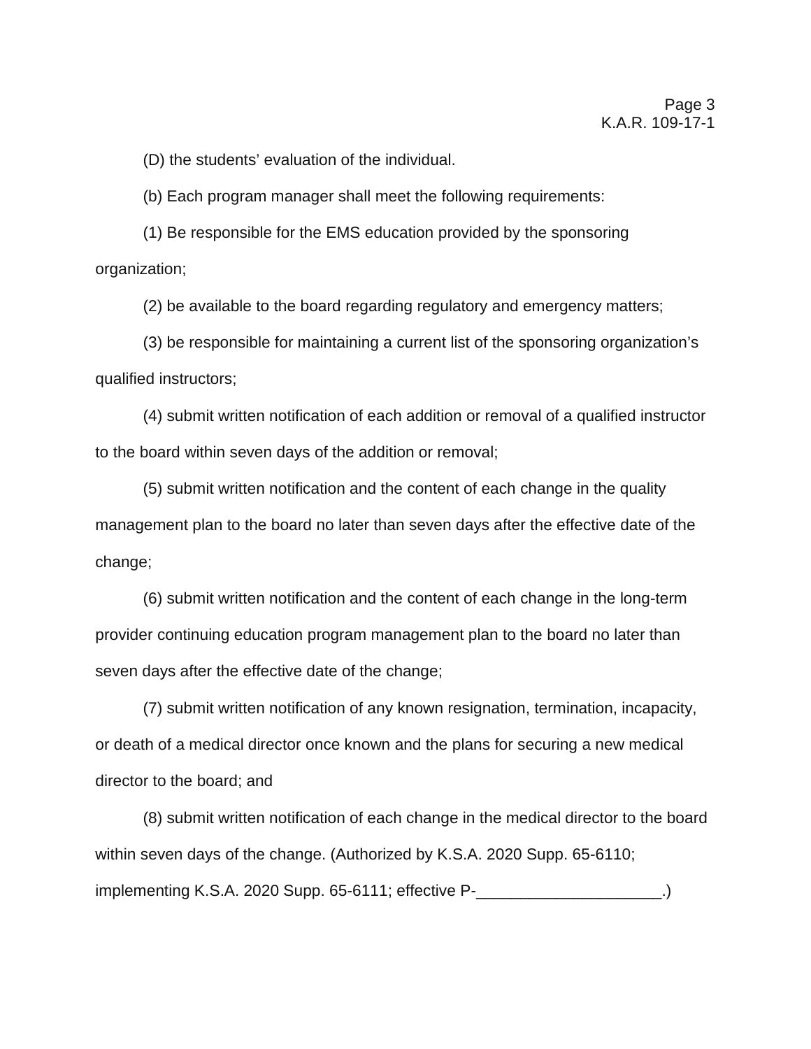(D) the students' evaluation of the individual.

(b) Each program manager shall meet the following requirements:

(1) Be responsible for the EMS education provided by the sponsoring organization;

(2) be available to the board regarding regulatory and emergency matters;

(3) be responsible for maintaining a current list of the sponsoring organization's qualified instructors;

(4) submit written notification of each addition or removal of a qualified instructor to the board within seven days of the addition or removal;

(5) submit written notification and the content of each change in the quality management plan to the board no later than seven days after the effective date of the change;

(6) submit written notification and the content of each change in the long-term provider continuing education program management plan to the board no later than seven days after the effective date of the change;

(7) submit written notification of any known resignation, termination, incapacity, or death of a medical director once known and the plans for securing a new medical director to the board; and

(8) submit written notification of each change in the medical director to the board within seven days of the change. (Authorized by K.S.A. 2020 Supp. 65-6110; implementing K.S.A. 2020 Supp. 65-6111; effective P-_____________________.)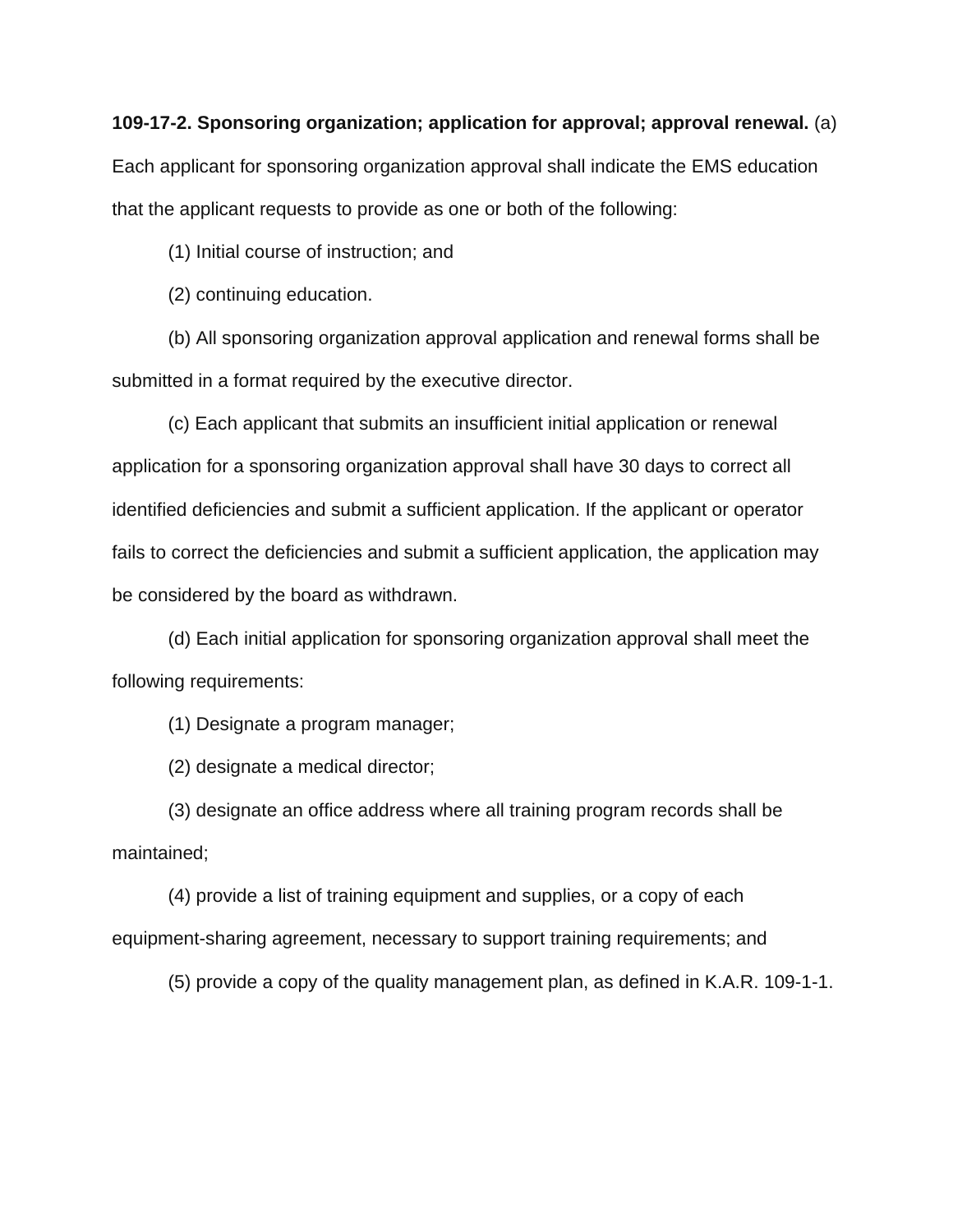**109-17-2. Sponsoring organization; application for approval; approval renewal.** (a) Each applicant for sponsoring organization approval shall indicate the EMS education that the applicant requests to provide as one or both of the following:

(1) Initial course of instruction; and

(2) continuing education.

(b) All sponsoring organization approval application and renewal forms shall be submitted in a format required by the executive director.

(c) Each applicant that submits an insufficient initial application or renewal application for a sponsoring organization approval shall have 30 days to correct all identified deficiencies and submit a sufficient application. If the applicant or operator fails to correct the deficiencies and submit a sufficient application, the application may be considered by the board as withdrawn.

(d) Each initial application for sponsoring organization approval shall meet the following requirements:

(1) Designate a program manager;

(2) designate a medical director;

(3) designate an office address where all training program records shall be maintained;

(4) provide a list of training equipment and supplies, or a copy of each equipment-sharing agreement, necessary to support training requirements; and

(5) provide a copy of the quality management plan, as defined in K.A.R. 109-1-1.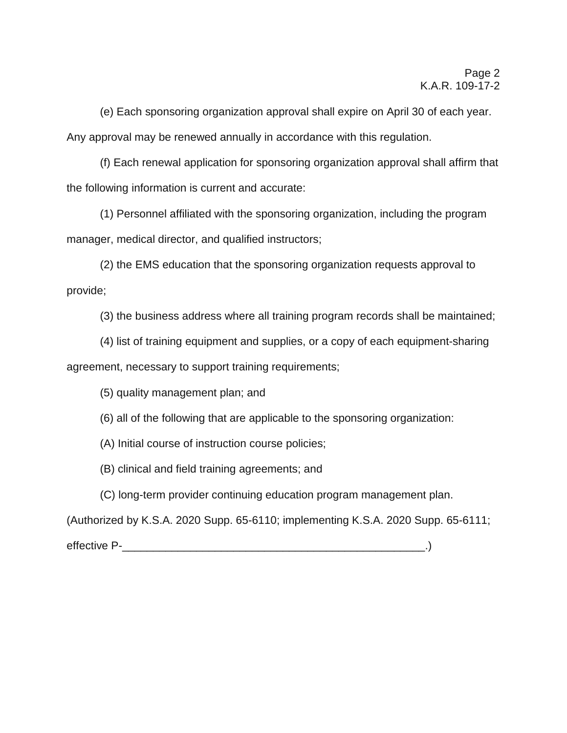(e) Each sponsoring organization approval shall expire on April 30 of each year. Any approval may be renewed annually in accordance with this regulation.

(f) Each renewal application for sponsoring organization approval shall affirm that the following information is current and accurate:

(1) Personnel affiliated with the sponsoring organization, including the program manager, medical director, and qualified instructors;

(2) the EMS education that the sponsoring organization requests approval to provide;

(3) the business address where all training program records shall be maintained;

(4) list of training equipment and supplies, or a copy of each equipment-sharing agreement, necessary to support training requirements;

(5) quality management plan; and

(6) all of the following that are applicable to the sponsoring organization:

(A) Initial course of instruction course policies;

(B) clinical and field training agreements; and

(C) long-term provider continuing education program management plan.

(Authorized by K.S.A. 2020 Supp. 65-6110; implementing K.S.A. 2020 Supp. 65-6111; effective P-__________________________________________________.)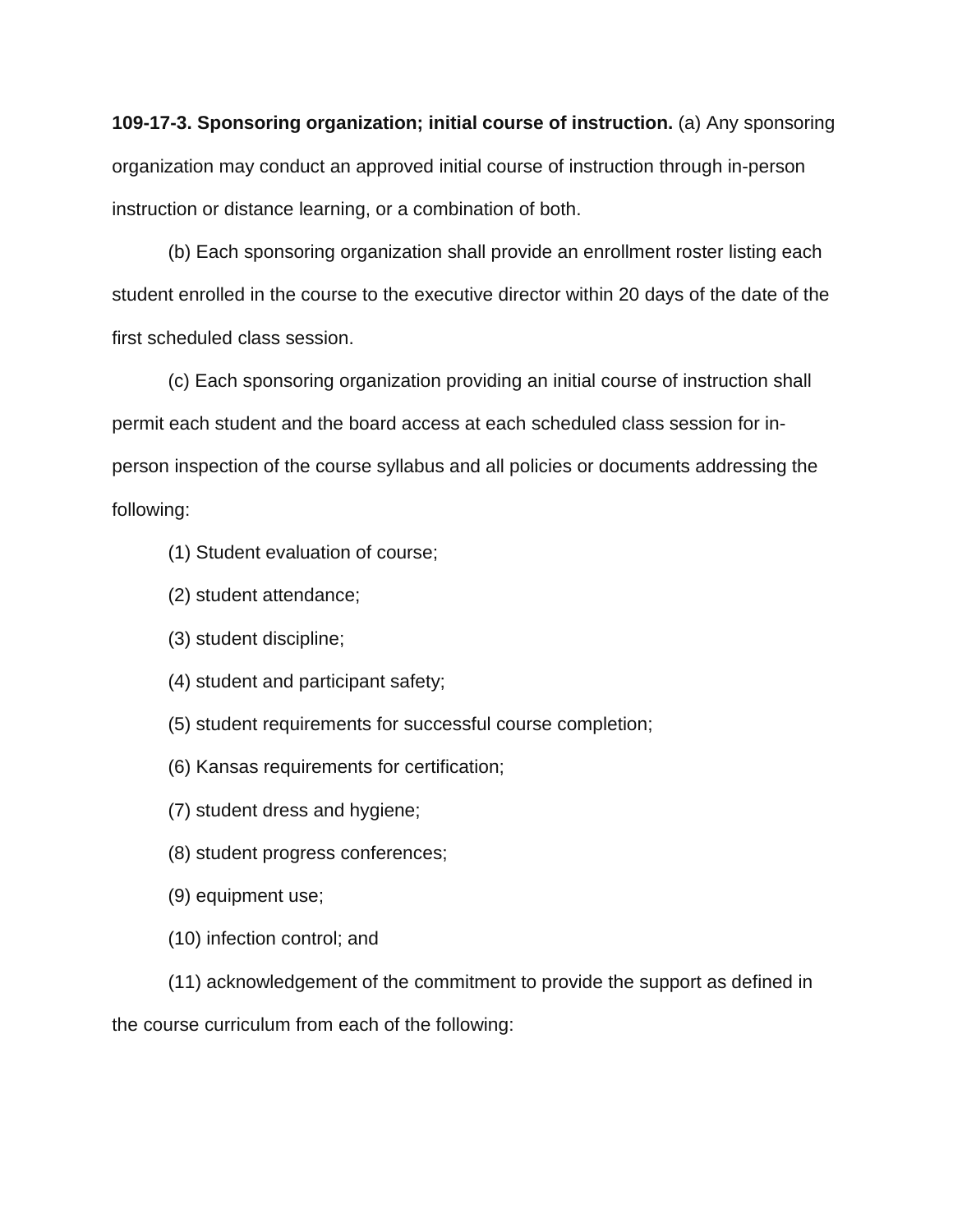**109-17-3. Sponsoring organization; initial course of instruction.** (a) Any sponsoring organization may conduct an approved initial course of instruction through in-person instruction or distance learning, or a combination of both.

(b) Each sponsoring organization shall provide an enrollment roster listing each student enrolled in the course to the executive director within 20 days of the date of the first scheduled class session.

(c) Each sponsoring organization providing an initial course of instruction shall permit each student and the board access at each scheduled class session for in-person inspection of the course syllabus and all policies or documents addressing the following:

(1) Student evaluation of course;

(2) student attendance;

(3) student discipline;

(4) student and participant safety;

(5) student requirements for successful course completion;

(6) Kansas requirements for certification;

(7) student dress and hygiene;

(8) student progress conferences;

(9) equipment use;

(10) infection control; and

(11) acknowledgement of the commitment to provide the support as defined in the course curriculum from each of the following: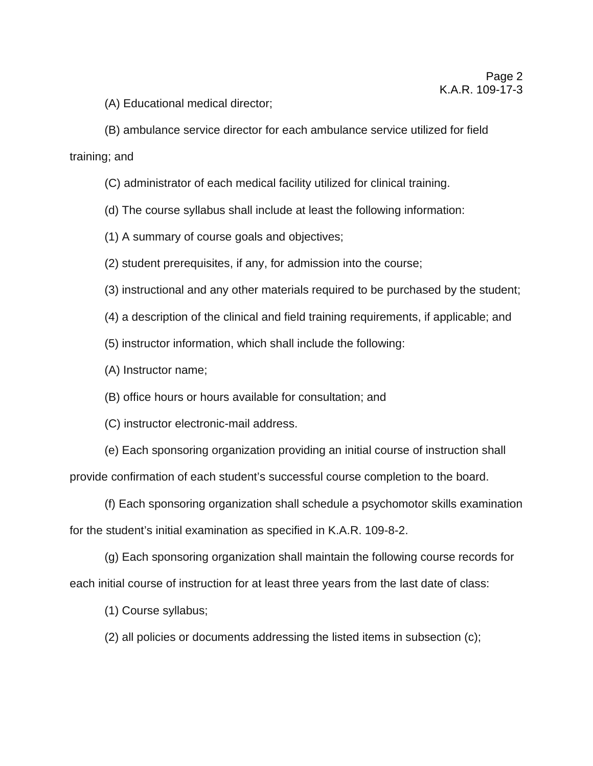(A) Educational medical director;

(B) ambulance service director for each ambulance service utilized for field training; and

(C) administrator of each medical facility utilized for clinical training.

(d) The course syllabus shall include at least the following information:

(1) A summary of course goals and objectives;

(2) student prerequisites, if any, for admission into the course;

(3) instructional and any other materials required to be purchased by the student;

(4) a description of the clinical and field training requirements, if applicable; and

(5) instructor information, which shall include the following:

(A) Instructor name;

(B) office hours or hours available for consultation; and

(C) instructor electronic-mail address.

(e) Each sponsoring organization providing an initial course of instruction shall provide confirmation of each student's successful course completion to the board.

(f) Each sponsoring organization shall schedule a psychomotor skills examination for the student's initial examination as specified in K.A.R. 109-8-2.

(g) Each sponsoring organization shall maintain the following course records for each initial course of instruction for at least three years from the last date of class:

(1) Course syllabus;

(2) all policies or documents addressing the listed items in subsection (c);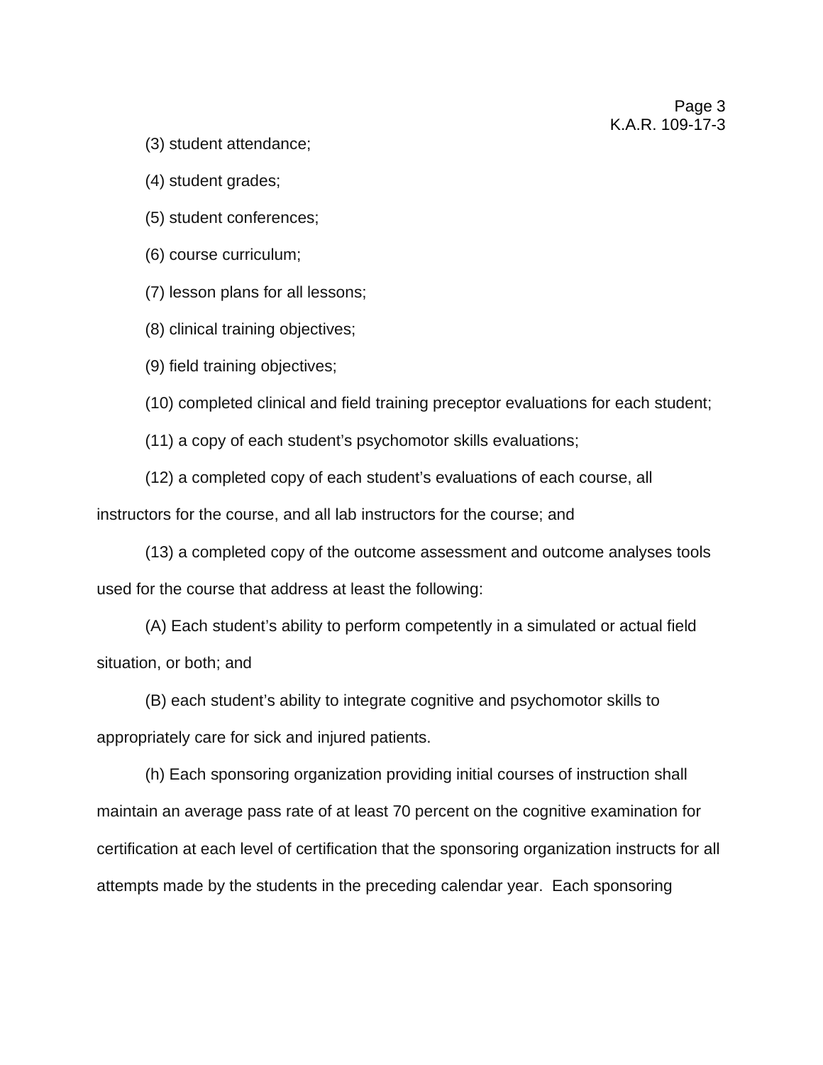(3) student attendance;

(4) student grades;

(5) student conferences;

(6) course curriculum;

(7) lesson plans for all lessons;

(8) clinical training objectives;

(9) field training objectives;

(10) completed clinical and field training preceptor evaluations for each student;

(11) a copy of each student's psychomotor skills evaluations;

(12) a completed copy of each student's evaluations of each course, all instructors for the course, and all lab instructors for the course; and

(13) a completed copy of the outcome assessment and outcome analyses tools used for the course that address at least the following:

(A) Each student's ability to perform competently in a simulated or actual field situation, or both; and

(B) each student's ability to integrate cognitive and psychomotor skills to appropriately care for sick and injured patients.

(h) Each sponsoring organization providing initial courses of instruction shall maintain an average pass rate of at least 70 percent on the cognitive examination for certification at each level of certification that the sponsoring organization instructs for all attempts made by the students in the preceding calendar year. Each sponsoring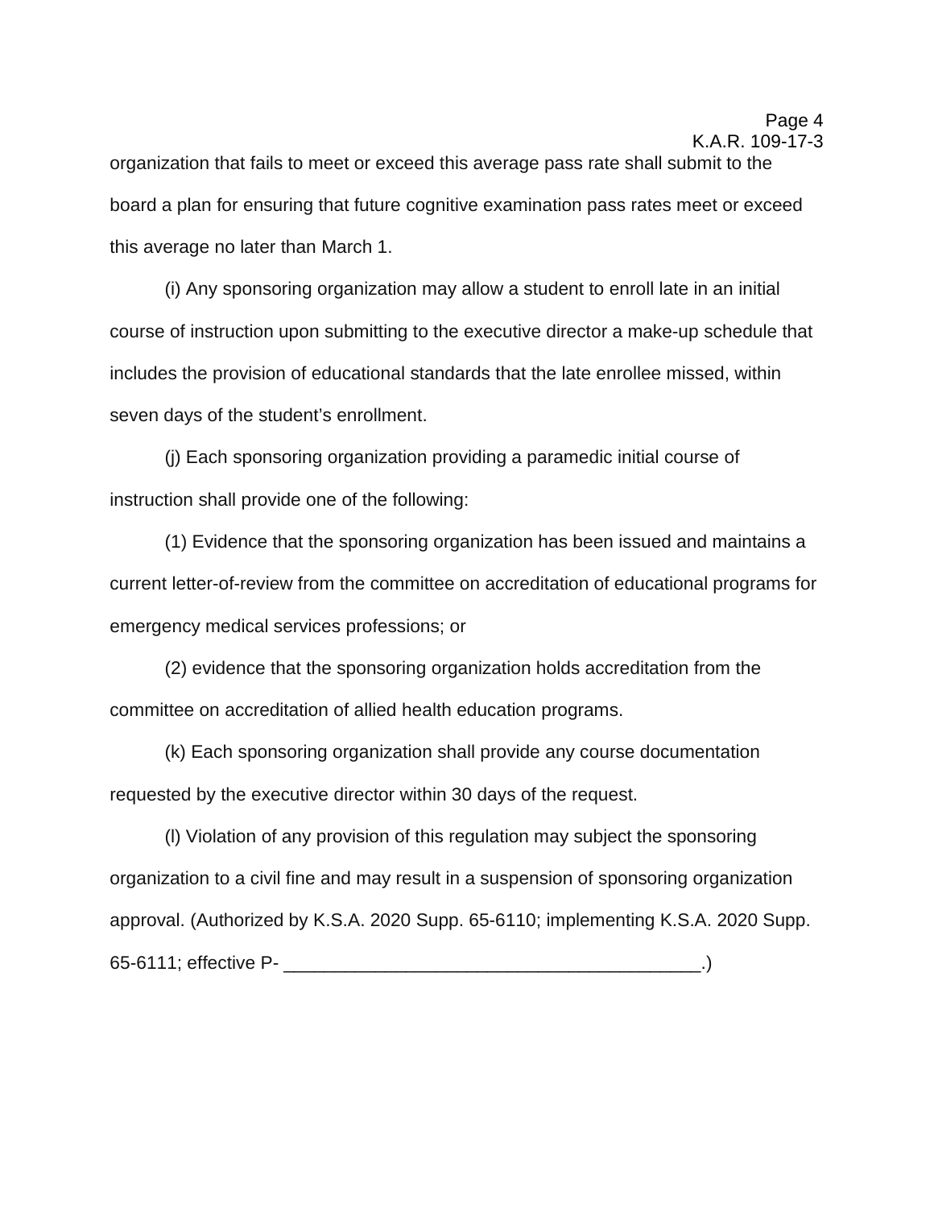organization that fails to meet or exceed this average pass rate shall submit to the board a plan for ensuring that future cognitive examination pass rates meet or exceed this average no later than March 1.

(i) Any sponsoring organization may allow a student to enroll late in an initial course of instruction upon submitting to the executive director a make-up schedule that includes the provision of educational standards that the late enrollee missed, within seven days of the student's enrollment.

(j) Each sponsoring organization providing a paramedic initial course of instruction shall provide one of the following:

(1) Evidence that the sponsoring organization has been issued and maintains a current letter-of-review from the committee on accreditation of educational programs for emergency medical services professions; or

(2) evidence that the sponsoring organization holds accreditation from the committee on accreditation of allied health education programs.

(k) Each sponsoring organization shall provide any course documentation requested by the executive director within 30 days of the request.

(l) Violation of any provision of this regulation may subject the sponsoring organization to a civil fine and may result in a suspension of sponsoring organization approval. (Authorized by K.S.A. 2020 Supp. 65-6110; implementing K.S.A. 2020 Supp. 65-6111; effective P- _________________________________________.)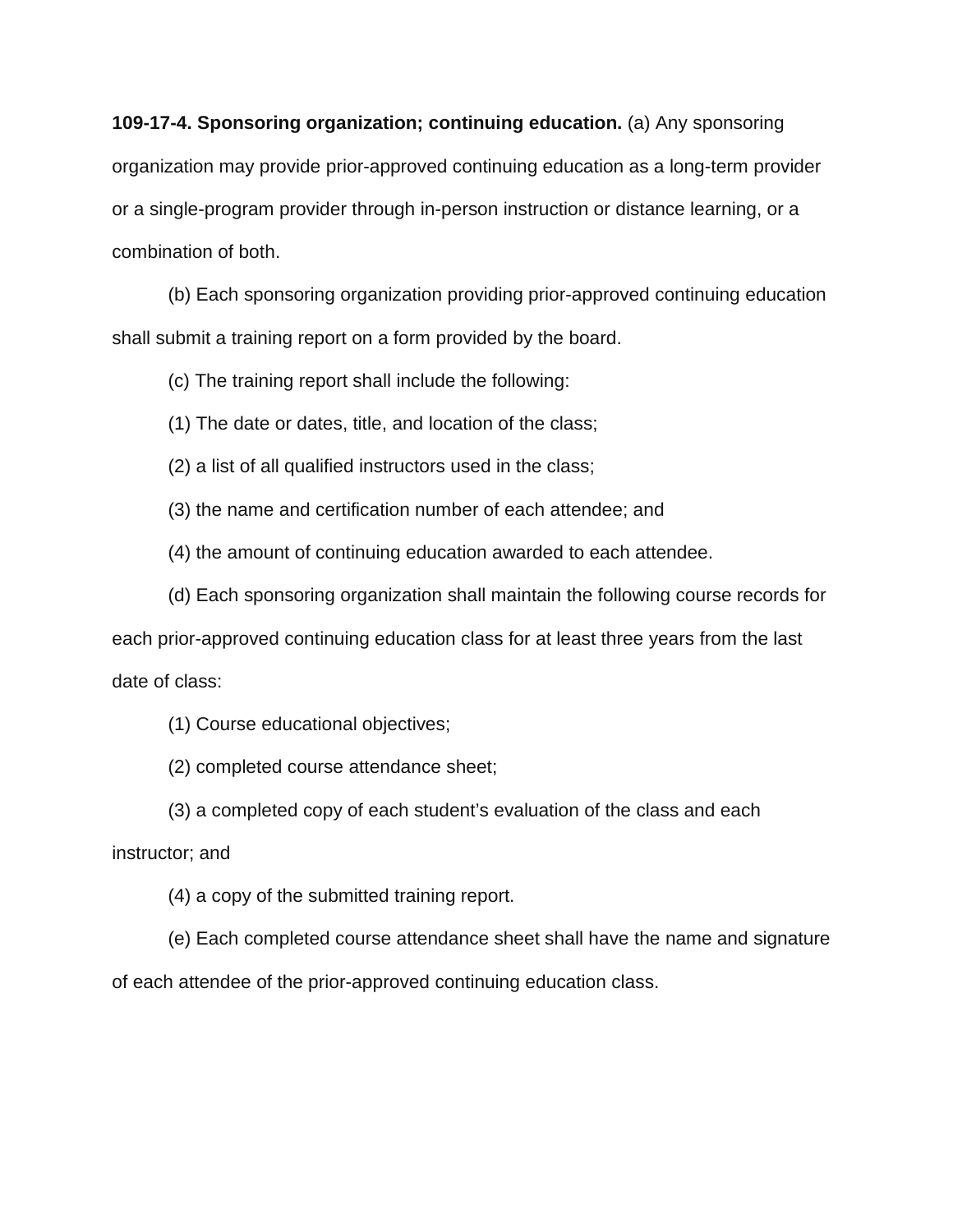**109-17-4. Sponsoring organization; continuing education.** (a) Any sponsoring organization may provide prior-approved continuing education as a long-term provider or a single-program provider through in-person instruction or distance learning, or a combination of both.

(b) Each sponsoring organization providing prior-approved continuing education shall submit a training report on a form provided by the board.

(c) The training report shall include the following:

(1) The date or dates, title, and location of the class;

(2) a list of all qualified instructors used in the class;

(3) the name and certification number of each attendee; and

(4) the amount of continuing education awarded to each attendee.

(d) Each sponsoring organization shall maintain the following course records for each prior-approved continuing education class for at least three years from the last date of class:

(1) Course educational objectives;

(2) completed course attendance sheet;

(3) a completed copy of each student's evaluation of the class and each instructor; and

(4) a copy of the submitted training report.

(e) Each completed course attendance sheet shall have the name and signature of each attendee of the prior-approved continuing education class.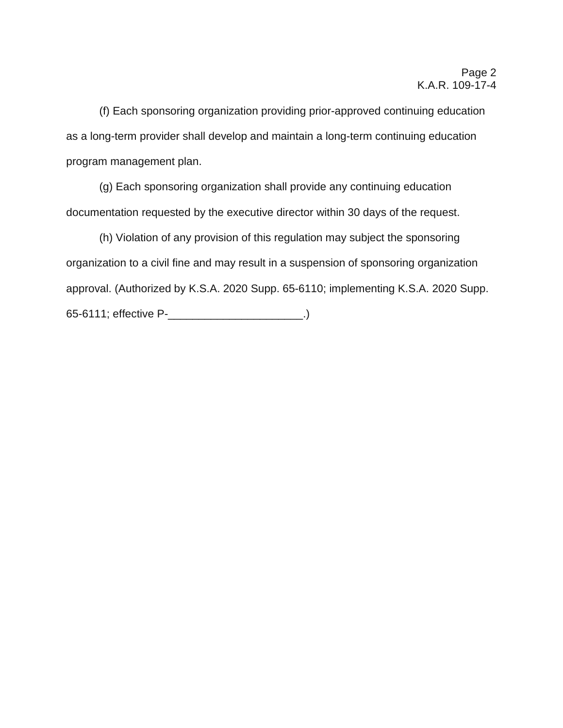(f) Each sponsoring organization providing prior-approved continuing education as a long-term provider shall develop and maintain a long-term continuing education program management plan.

(g) Each sponsoring organization shall provide any continuing education documentation requested by the executive director within 30 days of the request.

(h) Violation of any provision of this regulation may subject the sponsoring organization to a civil fine and may result in a suspension of sponsoring organization approval. (Authorized by K.S.A. 2020 Supp. 65-6110; implementing K.S.A. 2020 Supp. 65-6111; effective P-______________________.)